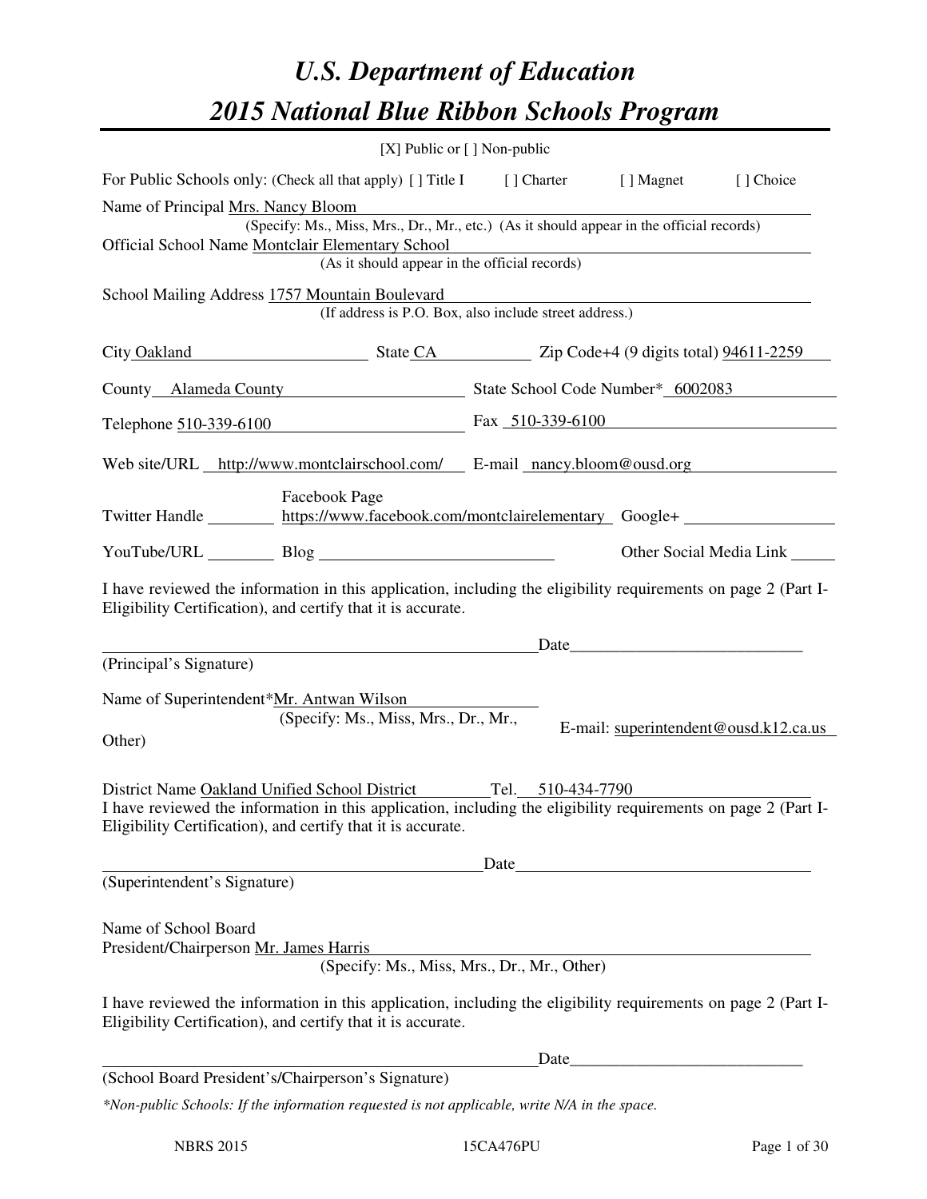# *U.S. Department of Education*
# *2015 National Blue Ribbon Schools Program*

[X] Public or [ ] Non-public

For Public Schools only: (Check all that apply) [ ] Title I    [ ] Charter    [ ] Magnet    [ ] Choice

Name of Principal Mrs. Nancy Bloom
(Specify: Ms., Miss, Mrs., Dr., Mr., etc.) (As it should appear in the official records)

Official School Name Montclair Elementary School
(As it should appear in the official records)

School Mailing Address 1757 Mountain Boulevard
(If address is P.O. Box, also include street address.)

City Oakland    State CA    Zip Code+4 (9 digits total) 94611-2259

County Alameda County    State School Code Number* 6002083

Telephone 510-339-6100    Fax 510-339-6100

Web site/URL http://www.montclairschool.com/    E-mail nancy.bloom@ousd.org

Twitter Handle ________    Facebook Page https://www.facebook.com/montclairelementary    Google+ ________

YouTube/URL ________    Blog ________    Other Social Media Link ________

I have reviewed the information in this application, including the eligibility requirements on page 2 (Part I-Eligibility Certification), and certify that it is accurate.

_______________________________ Date_______________
(Principal's Signature)

Name of Superintendent* Mr. Antwan Wilson
(Specify: Ms., Miss, Mrs., Dr., Mr., Other)

E-mail: superintendent@ousd.k12.ca.us

District Name Oakland Unified School District    Tel. 510-434-7790

I have reviewed the information in this application, including the eligibility requirements on page 2 (Part I-Eligibility Certification), and certify that it is accurate.

_______________________________ Date_______________
(Superintendent's Signature)

Name of School Board
President/Chairperson Mr. James Harris
(Specify: Ms., Miss, Mrs., Dr., Mr., Other)

I have reviewed the information in this application, including the eligibility requirements on page 2 (Part I-Eligibility Certification), and certify that it is accurate.

_______________________________ Date_______________
(School Board President's/Chairperson's Signature)

*\*Non-public Schools: If the information requested is not applicable, write N/A in the space.*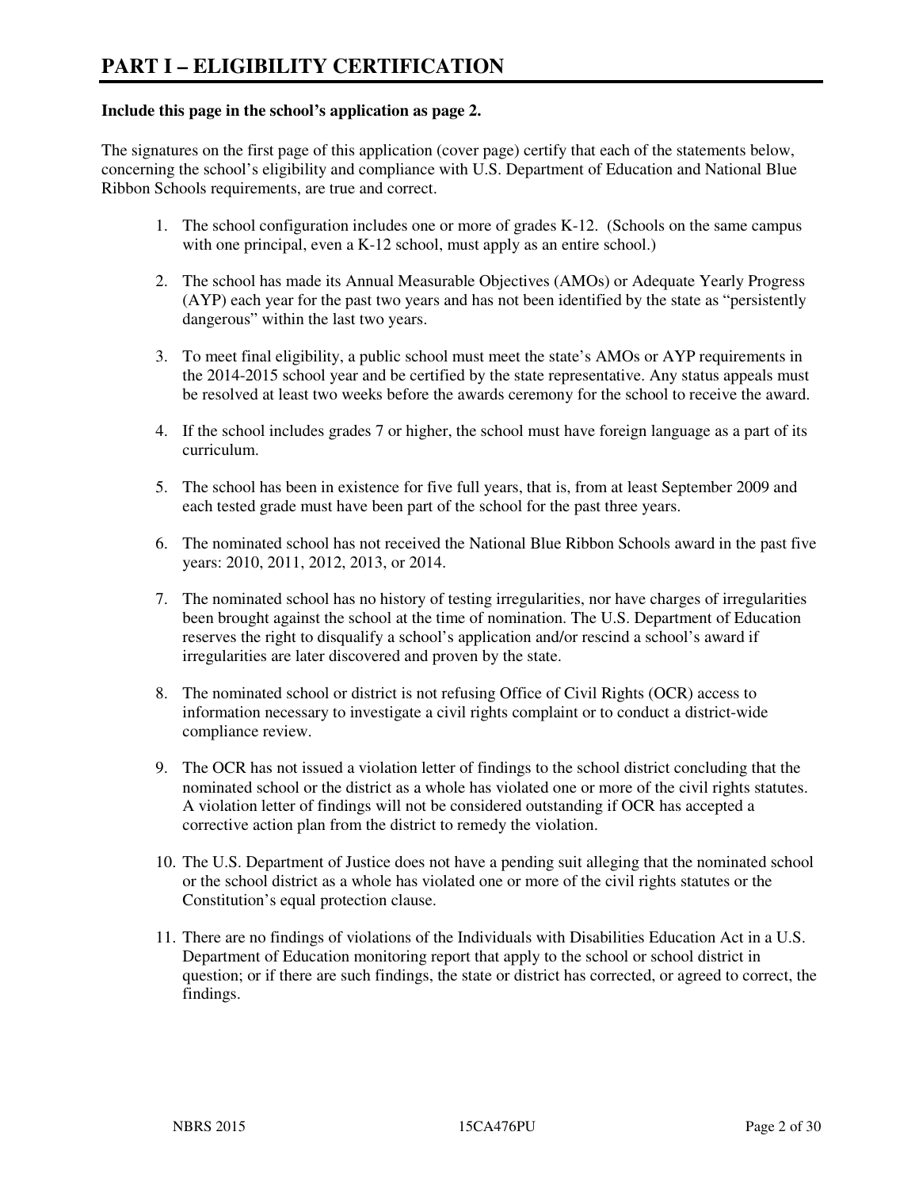# PART I – ELIGIBILITY CERTIFICATION

**Include this page in the school's application as page 2.**

The signatures on the first page of this application (cover page) certify that each of the statements below, concerning the school's eligibility and compliance with U.S. Department of Education and National Blue Ribbon Schools requirements, are true and correct.

1. The school configuration includes one or more of grades K-12. (Schools on the same campus with one principal, even a K-12 school, must apply as an entire school.)

2. The school has made its Annual Measurable Objectives (AMOs) or Adequate Yearly Progress (AYP) each year for the past two years and has not been identified by the state as "persistently dangerous" within the last two years.

3. To meet final eligibility, a public school must meet the state's AMOs or AYP requirements in the 2014-2015 school year and be certified by the state representative. Any status appeals must be resolved at least two weeks before the awards ceremony for the school to receive the award.

4. If the school includes grades 7 or higher, the school must have foreign language as a part of its curriculum.

5. The school has been in existence for five full years, that is, from at least September 2009 and each tested grade must have been part of the school for the past three years.

6. The nominated school has not received the National Blue Ribbon Schools award in the past five years: 2010, 2011, 2012, 2013, or 2014.

7. The nominated school has no history of testing irregularities, nor have charges of irregularities been brought against the school at the time of nomination. The U.S. Department of Education reserves the right to disqualify a school's application and/or rescind a school's award if irregularities are later discovered and proven by the state.

8. The nominated school or district is not refusing Office of Civil Rights (OCR) access to information necessary to investigate a civil rights complaint or to conduct a district-wide compliance review.

9. The OCR has not issued a violation letter of findings to the school district concluding that the nominated school or the district as a whole has violated one or more of the civil rights statutes. A violation letter of findings will not be considered outstanding if OCR has accepted a corrective action plan from the district to remedy the violation.

10. The U.S. Department of Justice does not have a pending suit alleging that the nominated school or the school district as a whole has violated one or more of the civil rights statutes or the Constitution's equal protection clause.

11. There are no findings of violations of the Individuals with Disabilities Education Act in a U.S. Department of Education monitoring report that apply to the school or school district in question; or if there are such findings, the state or district has corrected, or agreed to correct, the findings.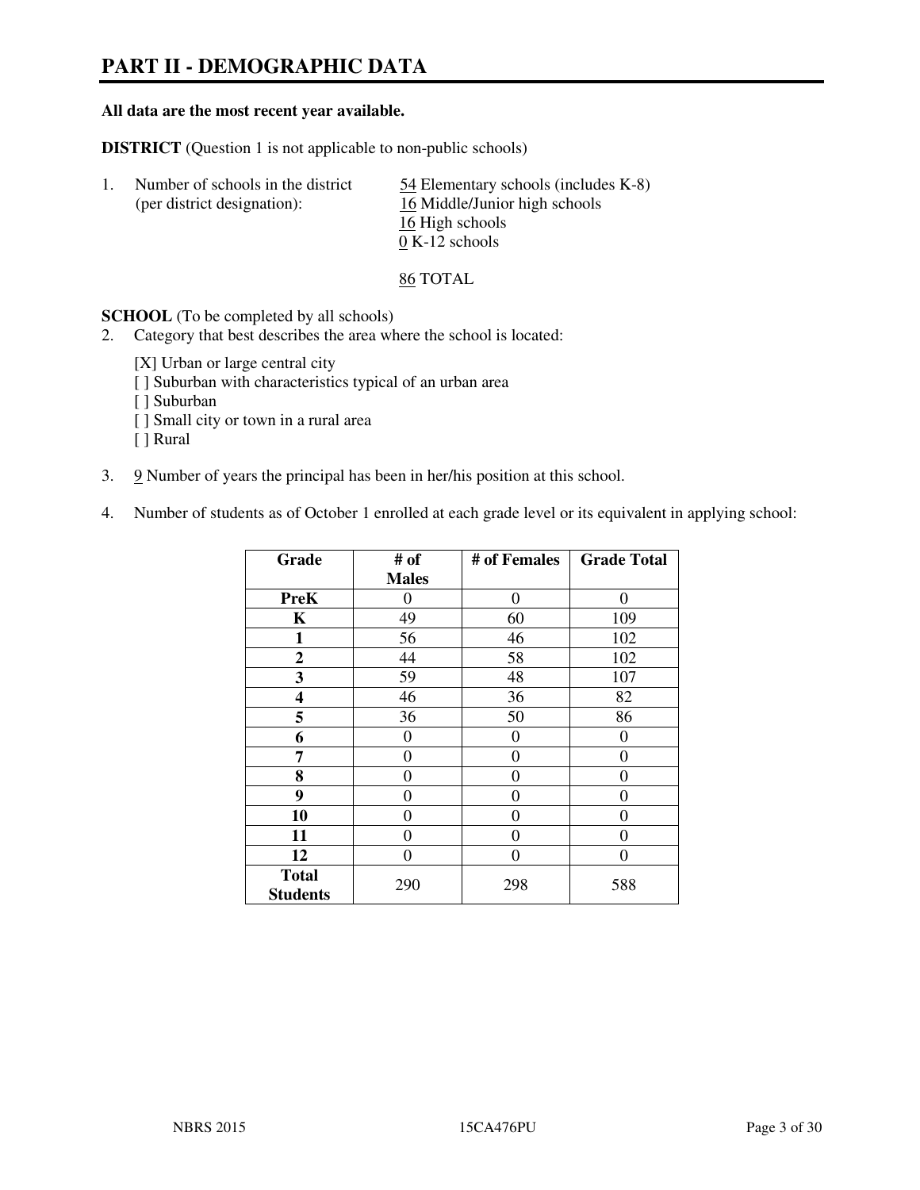# PART II - DEMOGRAPHIC DATA

**All data are the most recent year available.**

**DISTRICT** (Question 1 is not applicable to non-public schools)

1. Number of schools in the district (per district designation):
   54 Elementary schools (includes K-8)
   16 Middle/Junior high schools
   16 High schools
   0 K-12 schools

   86 TOTAL

**SCHOOL** (To be completed by all schools)

2. Category that best describes the area where the school is located:

   [X] Urban or large central city
   [ ] Suburban with characteristics typical of an urban area
   [ ] Suburban
   [ ] Small city or town in a rural area
   [ ] Rural

3. 9 Number of years the principal has been in her/his position at this school.

4. Number of students as of October 1 enrolled at each grade level or its equivalent in applying school:

| Grade | # of Males | # of Females | Grade Total |
|---|---|---|---|
| **PreK** | 0 | 0 | 0 |
| **K** | 49 | 60 | 109 |
| **1** | 56 | 46 | 102 |
| **2** | 44 | 58 | 102 |
| **3** | 59 | 48 | 107 |
| **4** | 46 | 36 | 82 |
| **5** | 36 | 50 | 86 |
| **6** | 0 | 0 | 0 |
| **7** | 0 | 0 | 0 |
| **8** | 0 | 0 | 0 |
| **9** | 0 | 0 | 0 |
| **10** | 0 | 0 | 0 |
| **11** | 0 | 0 | 0 |
| **12** | 0 | 0 | 0 |
| **Total Students** | 290 | 298 | 588 |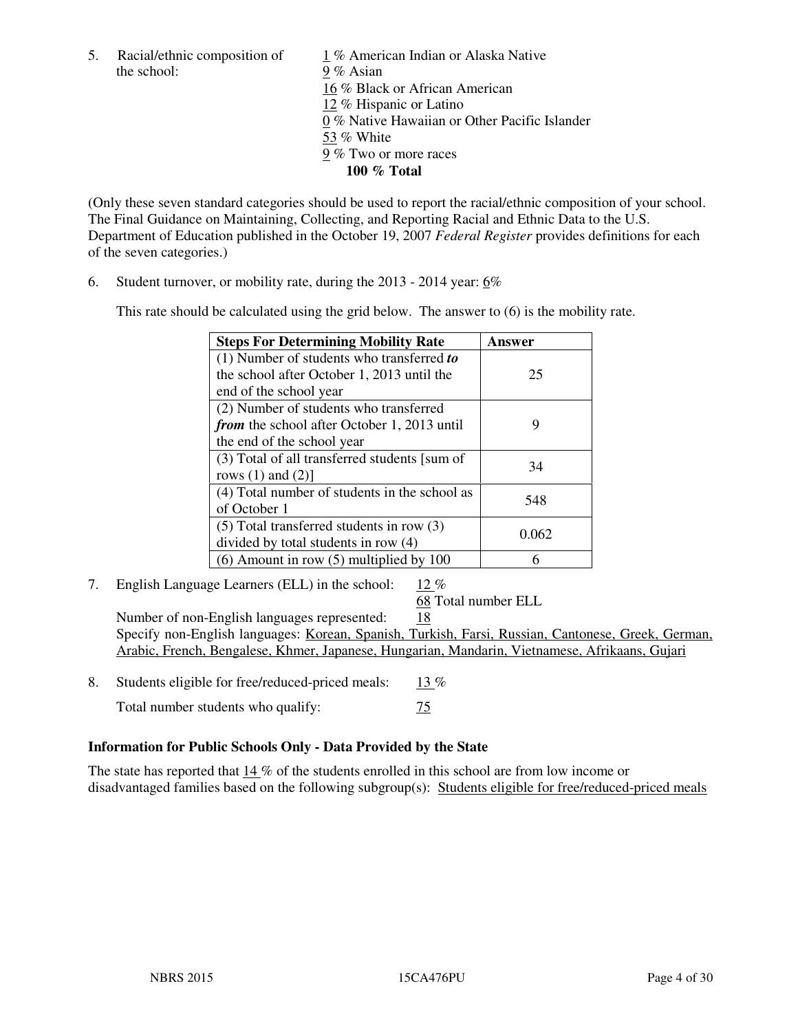5. Racial/ethnic composition of the school:

   1 % American Indian or Alaska Native
   9 % Asian
   16 % Black or African American
   12 % Hispanic or Latino
   0 % Native Hawaiian or Other Pacific Islander
   53 % White
   9 % Two or more races
   **100 % Total**

(Only these seven standard categories should be used to report the racial/ethnic composition of your school. The Final Guidance on Maintaining, Collecting, and Reporting Racial and Ethnic Data to the U.S. Department of Education published in the October 19, 2007 *Federal Register* provides definitions for each of the seven categories.)

6. Student turnover, or mobility rate, during the 2013 - 2014 year: 6%

   This rate should be calculated using the grid below. The answer to (6) is the mobility rate.

| **Steps For Determining Mobility Rate** | **Answer** |
|---|---|
| (1) Number of students who transferred ***to*** the school after October 1, 2013 until the end of the school year | 25 |
| (2) Number of students who transferred ***from*** the school after October 1, 2013 until the end of the school year | 9 |
| (3) Total of all transferred students [sum of rows (1) and (2)] | 34 |
| (4) Total number of students in the school as of October 1 | 548 |
| (5) Total transferred students in row (3) divided by total students in row (4) | 0.062 |
| (6) Amount in row (5) multiplied by 100 | 6 |

7. English Language Learners (ELL) in the school: 12 %

   68 Total number ELL

   Number of non-English languages represented: 18

   Specify non-English languages: Korean, Spanish, Turkish, Farsi, Russian, Cantonese, Greek, German, Arabic, French, Bengalese, Khmer, Japanese, Hungarian, Mandarin, Vietnamese, Afrikaans, Gujari

8. Students eligible for free/reduced-priced meals: 13 %

   Total number students who qualify: 75

**Information for Public Schools Only - Data Provided by the State**

The state has reported that 14 % of the students enrolled in this school are from low income or disadvantaged families based on the following subgroup(s): Students eligible for free/reduced-priced meals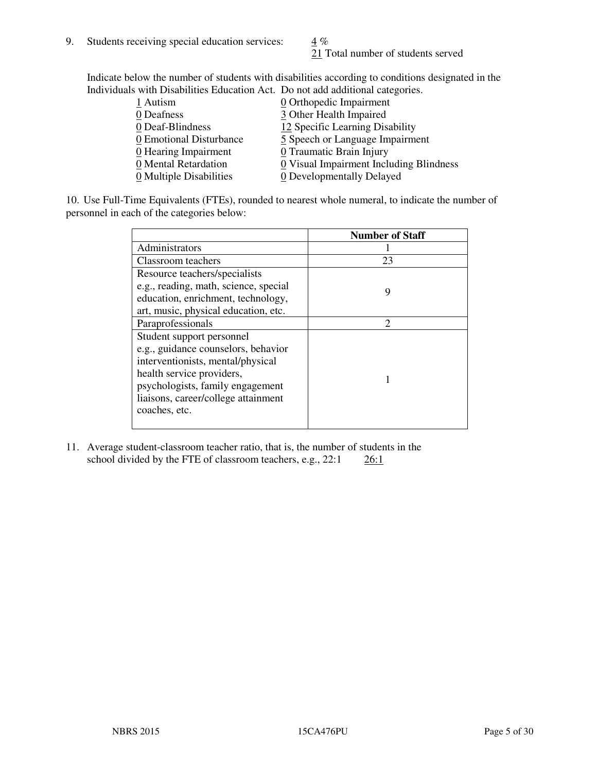9. Students receiving special education services: 4 %
   21 Total number of students served

   Indicate below the number of students with disabilities according to conditions designated in the Individuals with Disabilities Education Act. Do not add additional categories.

   | | |
   |---|---|
   | 1 Autism | 0 Orthopedic Impairment |
   | 0 Deafness | 3 Other Health Impaired |
   | 0 Deaf-Blindness | 12 Specific Learning Disability |
   | 0 Emotional Disturbance | 5 Speech or Language Impairment |
   | 0 Hearing Impairment | 0 Traumatic Brain Injury |
   | 0 Mental Retardation | 0 Visual Impairment Including Blindness |
   | 0 Multiple Disabilities | 0 Developmentally Delayed |

10. Use Full-Time Equivalents (FTEs), rounded to nearest whole numeral, to indicate the number of personnel in each of the categories below:

| | Number of Staff |
|---|---|
| Administrators | 1 |
| Classroom teachers | 23 |
| Resource teachers/specialists e.g., reading, math, science, special education, enrichment, technology, art, music, physical education, etc. | 9 |
| Paraprofessionals | 2 |
| Student support personnel e.g., guidance counselors, behavior interventionists, mental/physical health service providers, psychologists, family engagement liaisons, career/college attainment coaches, etc. | 1 |

11. Average student-classroom teacher ratio, that is, the number of students in the school divided by the FTE of classroom teachers, e.g., 22:1 26:1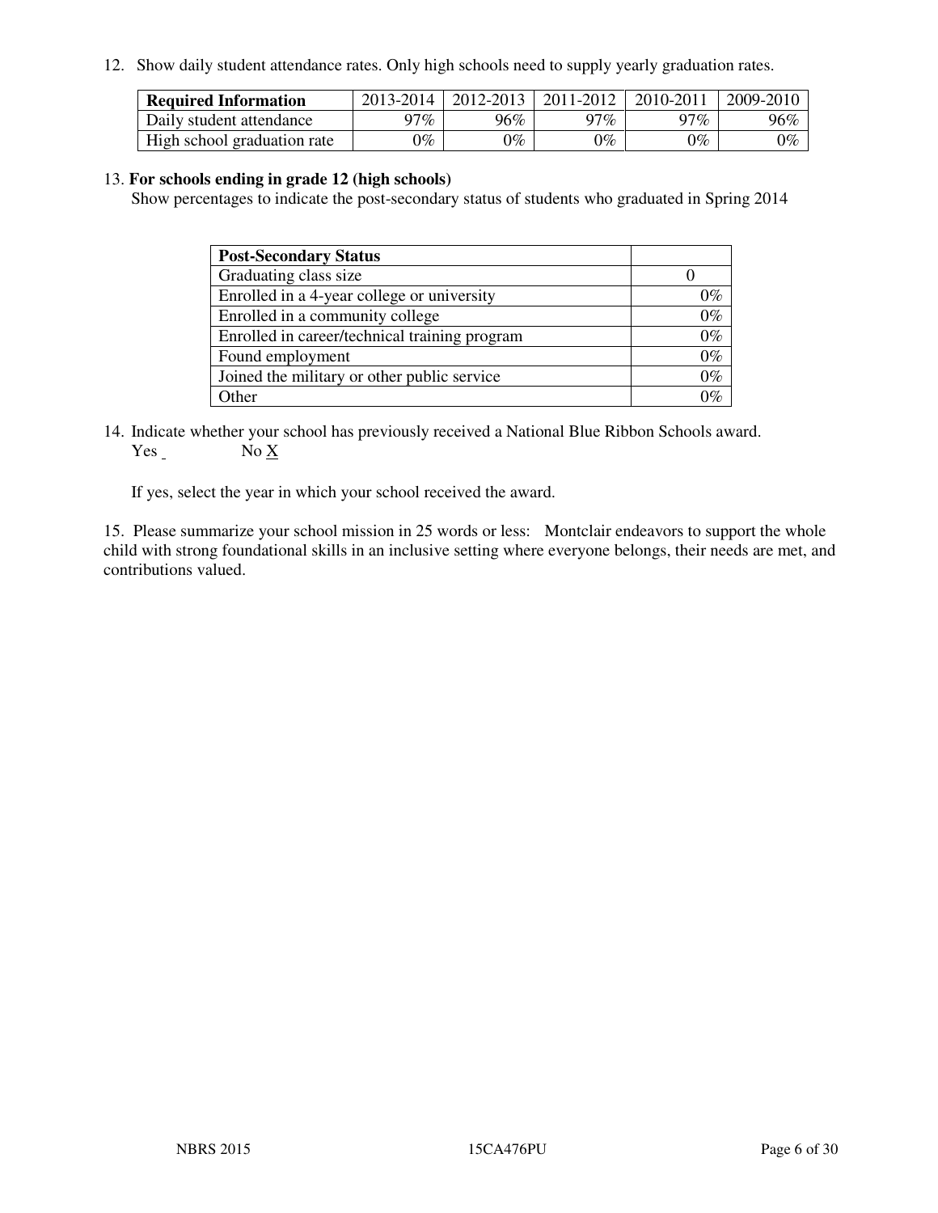12. Show daily student attendance rates. Only high schools need to supply yearly graduation rates.

| **Required Information** | 2013-2014 | 2012-2013 | 2011-2012 | 2010-2011 | 2009-2010 |
|---|---|---|---|---|---|
| Daily student attendance | 97% | 96% | 97% | 97% | 96% |
| High school graduation rate | 0% | 0% | 0% | 0% | 0% |

13. **For schools ending in grade 12 (high schools)**
Show percentages to indicate the post-secondary status of students who graduated in Spring 2014

| **Post-Secondary Status** | |
|---|---|
| Graduating class size | 0 |
| Enrolled in a 4-year college or university | 0% |
| Enrolled in a community college | 0% |
| Enrolled in career/technical training program | 0% |
| Found employment | 0% |
| Joined the military or other public service | 0% |
| Other | 0% |

14. Indicate whether your school has previously received a National Blue Ribbon Schools award.
Yes _ No X

If yes, select the year in which your school received the award.

15. Please summarize your school mission in 25 words or less: Montclair endeavors to support the whole child with strong foundational skills in an inclusive setting where everyone belongs, their needs are met, and contributions valued.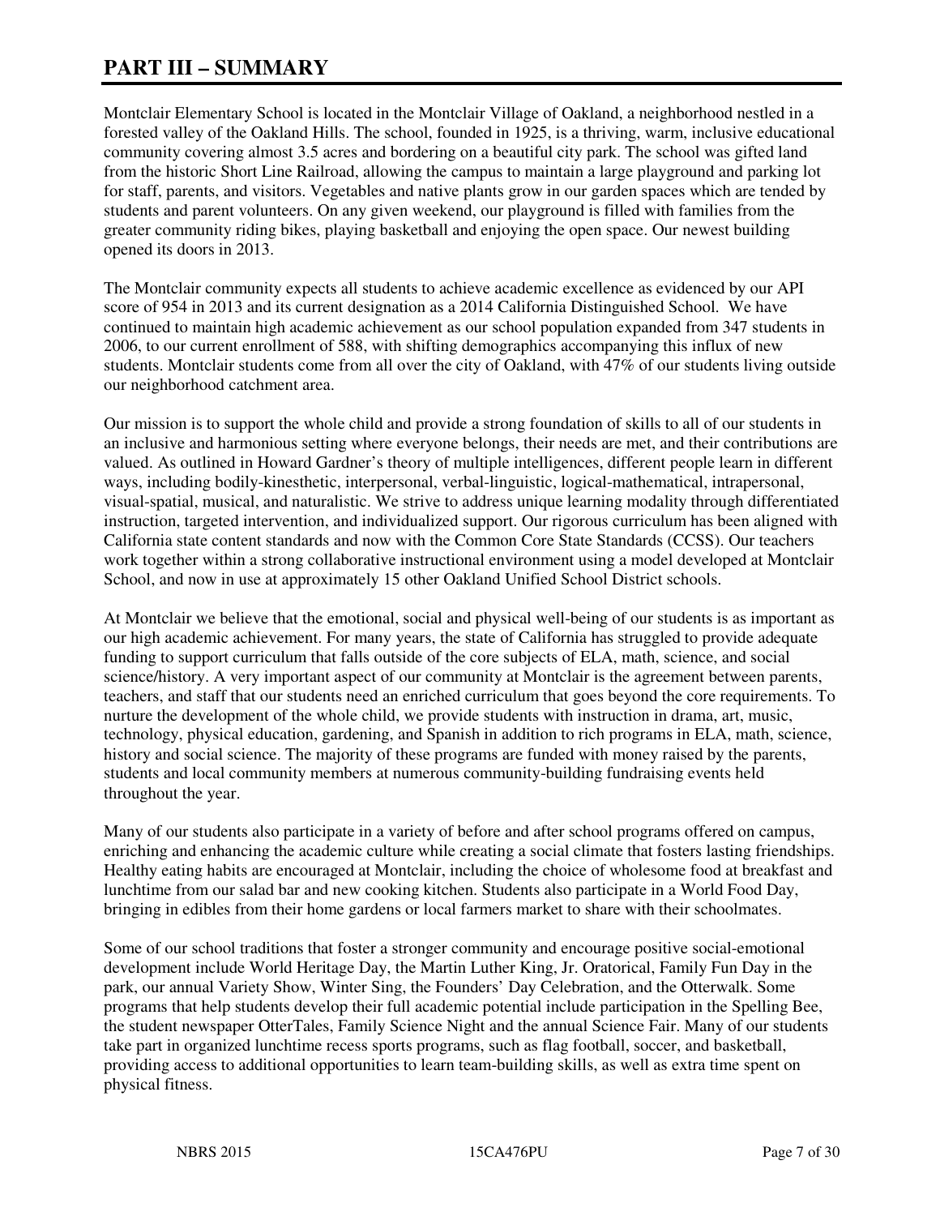# PART III – SUMMARY

Montclair Elementary School is located in the Montclair Village of Oakland, a neighborhood nestled in a forested valley of the Oakland Hills. The school, founded in 1925, is a thriving, warm, inclusive educational community covering almost 3.5 acres and bordering on a beautiful city park. The school was gifted land from the historic Short Line Railroad, allowing the campus to maintain a large playground and parking lot for staff, parents, and visitors. Vegetables and native plants grow in our garden spaces which are tended by students and parent volunteers. On any given weekend, our playground is filled with families from the greater community riding bikes, playing basketball and enjoying the open space. Our newest building opened its doors in 2013.

The Montclair community expects all students to achieve academic excellence as evidenced by our API score of 954 in 2013 and its current designation as a 2014 California Distinguished School. We have continued to maintain high academic achievement as our school population expanded from 347 students in 2006, to our current enrollment of 588, with shifting demographics accompanying this influx of new students. Montclair students come from all over the city of Oakland, with 47% of our students living outside our neighborhood catchment area.

Our mission is to support the whole child and provide a strong foundation of skills to all of our students in an inclusive and harmonious setting where everyone belongs, their needs are met, and their contributions are valued. As outlined in Howard Gardner's theory of multiple intelligences, different people learn in different ways, including bodily-kinesthetic, interpersonal, verbal-linguistic, logical-mathematical, intrapersonal, visual-spatial, musical, and naturalistic. We strive to address unique learning modality through differentiated instruction, targeted intervention, and individualized support. Our rigorous curriculum has been aligned with California state content standards and now with the Common Core State Standards (CCSS). Our teachers work together within a strong collaborative instructional environment using a model developed at Montclair School, and now in use at approximately 15 other Oakland Unified School District schools.

At Montclair we believe that the emotional, social and physical well-being of our students is as important as our high academic achievement. For many years, the state of California has struggled to provide adequate funding to support curriculum that falls outside of the core subjects of ELA, math, science, and social science/history. A very important aspect of our community at Montclair is the agreement between parents, teachers, and staff that our students need an enriched curriculum that goes beyond the core requirements. To nurture the development of the whole child, we provide students with instruction in drama, art, music, technology, physical education, gardening, and Spanish in addition to rich programs in ELA, math, science, history and social science. The majority of these programs are funded with money raised by the parents, students and local community members at numerous community-building fundraising events held throughout the year.

Many of our students also participate in a variety of before and after school programs offered on campus, enriching and enhancing the academic culture while creating a social climate that fosters lasting friendships. Healthy eating habits are encouraged at Montclair, including the choice of wholesome food at breakfast and lunchtime from our salad bar and new cooking kitchen. Students also participate in a World Food Day, bringing in edibles from their home gardens or local farmers market to share with their schoolmates.

Some of our school traditions that foster a stronger community and encourage positive social-emotional development include World Heritage Day, the Martin Luther King, Jr. Oratorical, Family Fun Day in the park, our annual Variety Show, Winter Sing, the Founders' Day Celebration, and the Otterwalk. Some programs that help students develop their full academic potential include participation in the Spelling Bee, the student newspaper OtterTales, Family Science Night and the annual Science Fair. Many of our students take part in organized lunchtime recess sports programs, such as flag football, soccer, and basketball, providing access to additional opportunities to learn team-building skills, as well as extra time spent on physical fitness.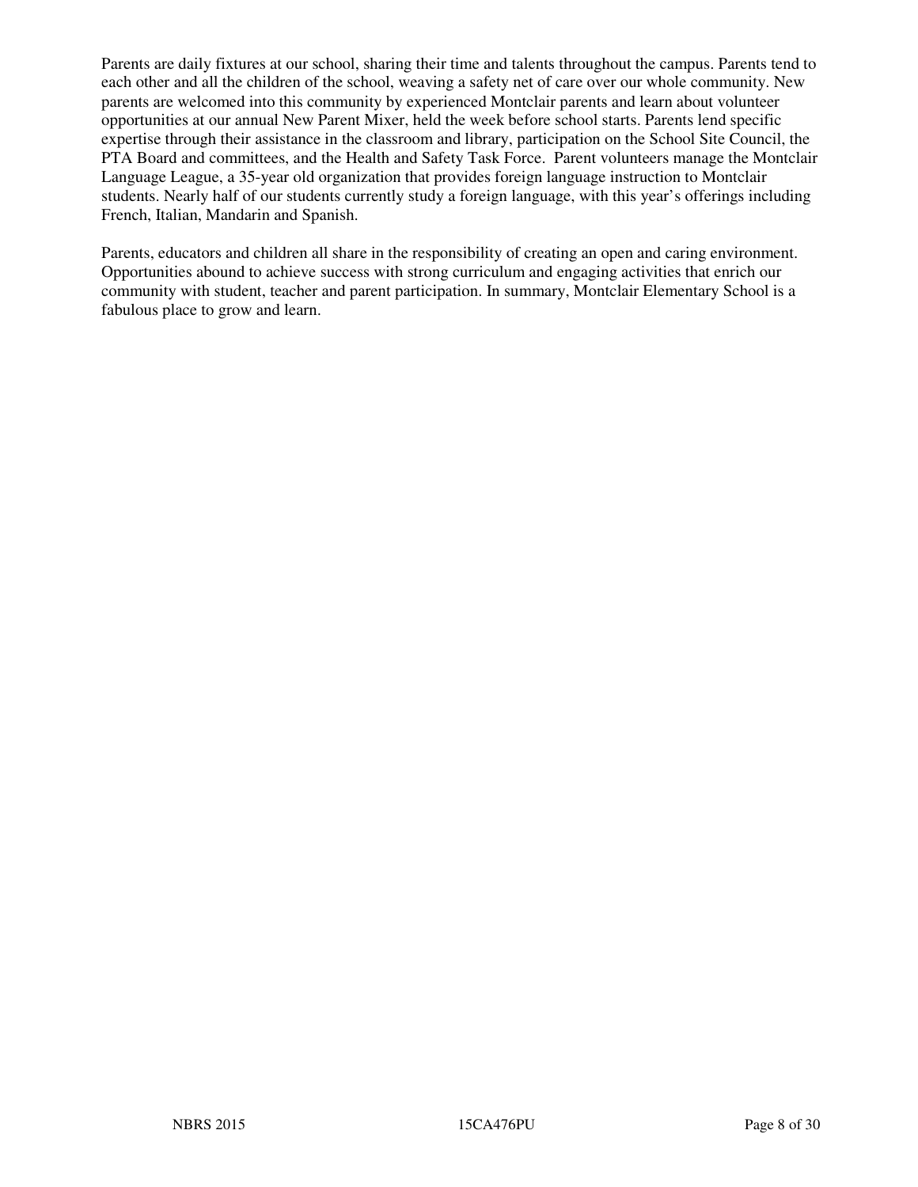Parents are daily fixtures at our school, sharing their time and talents throughout the campus. Parents tend to each other and all the children of the school, weaving a safety net of care over our whole community. New parents are welcomed into this community by experienced Montclair parents and learn about volunteer opportunities at our annual New Parent Mixer, held the week before school starts. Parents lend specific expertise through their assistance in the classroom and library, participation on the School Site Council, the PTA Board and committees, and the Health and Safety Task Force. Parent volunteers manage the Montclair Language League, a 35-year old organization that provides foreign language instruction to Montclair students. Nearly half of our students currently study a foreign language, with this year's offerings including French, Italian, Mandarin and Spanish.

Parents, educators and children all share in the responsibility of creating an open and caring environment. Opportunities abound to achieve success with strong curriculum and engaging activities that enrich our community with student, teacher and parent participation. In summary, Montclair Elementary School is a fabulous place to grow and learn.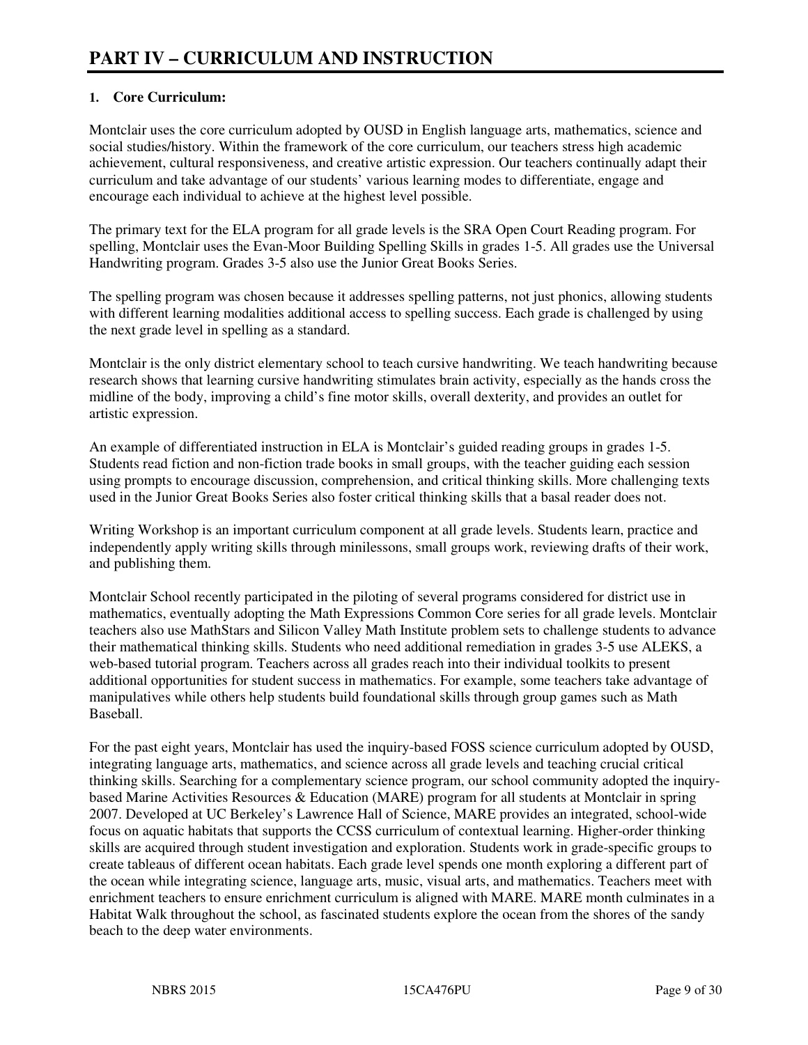# PART IV – CURRICULUM AND INSTRUCTION

**1. Core Curriculum:**

Montclair uses the core curriculum adopted by OUSD in English language arts, mathematics, science and social studies/history. Within the framework of the core curriculum, our teachers stress high academic achievement, cultural responsiveness, and creative artistic expression. Our teachers continually adapt their curriculum and take advantage of our students' various learning modes to differentiate, engage and encourage each individual to achieve at the highest level possible.

The primary text for the ELA program for all grade levels is the SRA Open Court Reading program. For spelling, Montclair uses the Evan-Moor Building Spelling Skills in grades 1-5. All grades use the Universal Handwriting program. Grades 3-5 also use the Junior Great Books Series.

The spelling program was chosen because it addresses spelling patterns, not just phonics, allowing students with different learning modalities additional access to spelling success. Each grade is challenged by using the next grade level in spelling as a standard.

Montclair is the only district elementary school to teach cursive handwriting. We teach handwriting because research shows that learning cursive handwriting stimulates brain activity, especially as the hands cross the midline of the body, improving a child's fine motor skills, overall dexterity, and provides an outlet for artistic expression.

An example of differentiated instruction in ELA is Montclair's guided reading groups in grades 1-5. Students read fiction and non-fiction trade books in small groups, with the teacher guiding each session using prompts to encourage discussion, comprehension, and critical thinking skills. More challenging texts used in the Junior Great Books Series also foster critical thinking skills that a basal reader does not.

Writing Workshop is an important curriculum component at all grade levels. Students learn, practice and independently apply writing skills through minilessons, small groups work, reviewing drafts of their work, and publishing them.

Montclair School recently participated in the piloting of several programs considered for district use in mathematics, eventually adopting the Math Expressions Common Core series for all grade levels. Montclair teachers also use MathStars and Silicon Valley Math Institute problem sets to challenge students to advance their mathematical thinking skills. Students who need additional remediation in grades 3-5 use ALEKS, a web-based tutorial program. Teachers across all grades reach into their individual toolkits to present additional opportunities for student success in mathematics. For example, some teachers take advantage of manipulatives while others help students build foundational skills through group games such as Math Baseball.

For the past eight years, Montclair has used the inquiry-based FOSS science curriculum adopted by OUSD, integrating language arts, mathematics, and science across all grade levels and teaching crucial critical thinking skills. Searching for a complementary science program, our school community adopted the inquiry-based Marine Activities Resources & Education (MARE) program for all students at Montclair in spring 2007. Developed at UC Berkeley's Lawrence Hall of Science, MARE provides an integrated, school-wide focus on aquatic habitats that supports the CCSS curriculum of contextual learning. Higher-order thinking skills are acquired through student investigation and exploration. Students work in grade-specific groups to create tableaus of different ocean habitats. Each grade level spends one month exploring a different part of the ocean while integrating science, language arts, music, visual arts, and mathematics. Teachers meet with enrichment teachers to ensure enrichment curriculum is aligned with MARE. MARE month culminates in a Habitat Walk throughout the school, as fascinated students explore the ocean from the shores of the sandy beach to the deep water environments.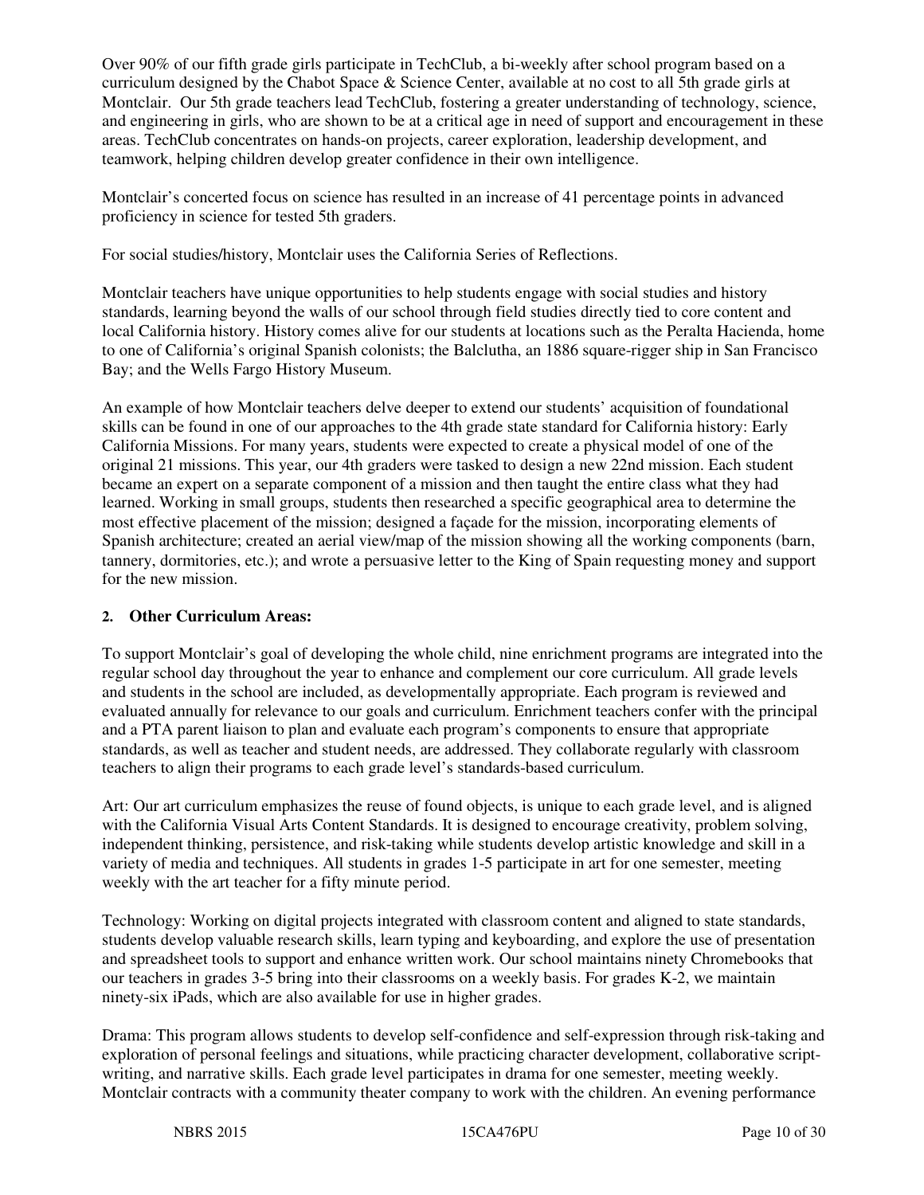Over 90% of our fifth grade girls participate in TechClub, a bi-weekly after school program based on a curriculum designed by the Chabot Space & Science Center, available at no cost to all 5th grade girls at Montclair. Our 5th grade teachers lead TechClub, fostering a greater understanding of technology, science, and engineering in girls, who are shown to be at a critical age in need of support and encouragement in these areas. TechClub concentrates on hands-on projects, career exploration, leadership development, and teamwork, helping children develop greater confidence in their own intelligence.

Montclair's concerted focus on science has resulted in an increase of 41 percentage points in advanced proficiency in science for tested 5th graders.

For social studies/history, Montclair uses the California Series of Reflections.

Montclair teachers have unique opportunities to help students engage with social studies and history standards, learning beyond the walls of our school through field studies directly tied to core content and local California history. History comes alive for our students at locations such as the Peralta Hacienda, home to one of California's original Spanish colonists; the Balclutha, an 1886 square-rigger ship in San Francisco Bay; and the Wells Fargo History Museum.

An example of how Montclair teachers delve deeper to extend our students' acquisition of foundational skills can be found in one of our approaches to the 4th grade state standard for California history: Early California Missions. For many years, students were expected to create a physical model of one of the original 21 missions. This year, our 4th graders were tasked to design a new 22nd mission. Each student became an expert on a separate component of a mission and then taught the entire class what they had learned. Working in small groups, students then researched a specific geographical area to determine the most effective placement of the mission; designed a façade for the mission, incorporating elements of Spanish architecture; created an aerial view/map of the mission showing all the working components (barn, tannery, dormitories, etc.); and wrote a persuasive letter to the King of Spain requesting money and support for the new mission.

**2. Other Curriculum Areas:**

To support Montclair's goal of developing the whole child, nine enrichment programs are integrated into the regular school day throughout the year to enhance and complement our core curriculum. All grade levels and students in the school are included, as developmentally appropriate. Each program is reviewed and evaluated annually for relevance to our goals and curriculum. Enrichment teachers confer with the principal and a PTA parent liaison to plan and evaluate each program's components to ensure that appropriate standards, as well as teacher and student needs, are addressed. They collaborate regularly with classroom teachers to align their programs to each grade level's standards-based curriculum.

Art: Our art curriculum emphasizes the reuse of found objects, is unique to each grade level, and is aligned with the California Visual Arts Content Standards. It is designed to encourage creativity, problem solving, independent thinking, persistence, and risk-taking while students develop artistic knowledge and skill in a variety of media and techniques. All students in grades 1-5 participate in art for one semester, meeting weekly with the art teacher for a fifty minute period.

Technology: Working on digital projects integrated with classroom content and aligned to state standards, students develop valuable research skills, learn typing and keyboarding, and explore the use of presentation and spreadsheet tools to support and enhance written work. Our school maintains ninety Chromebooks that our teachers in grades 3-5 bring into their classrooms on a weekly basis. For grades K-2, we maintain ninety-six iPads, which are also available for use in higher grades.

Drama: This program allows students to develop self-confidence and self-expression through risk-taking and exploration of personal feelings and situations, while practicing character development, collaborative script-writing, and narrative skills. Each grade level participates in drama for one semester, meeting weekly. Montclair contracts with a community theater company to work with the children. An evening performance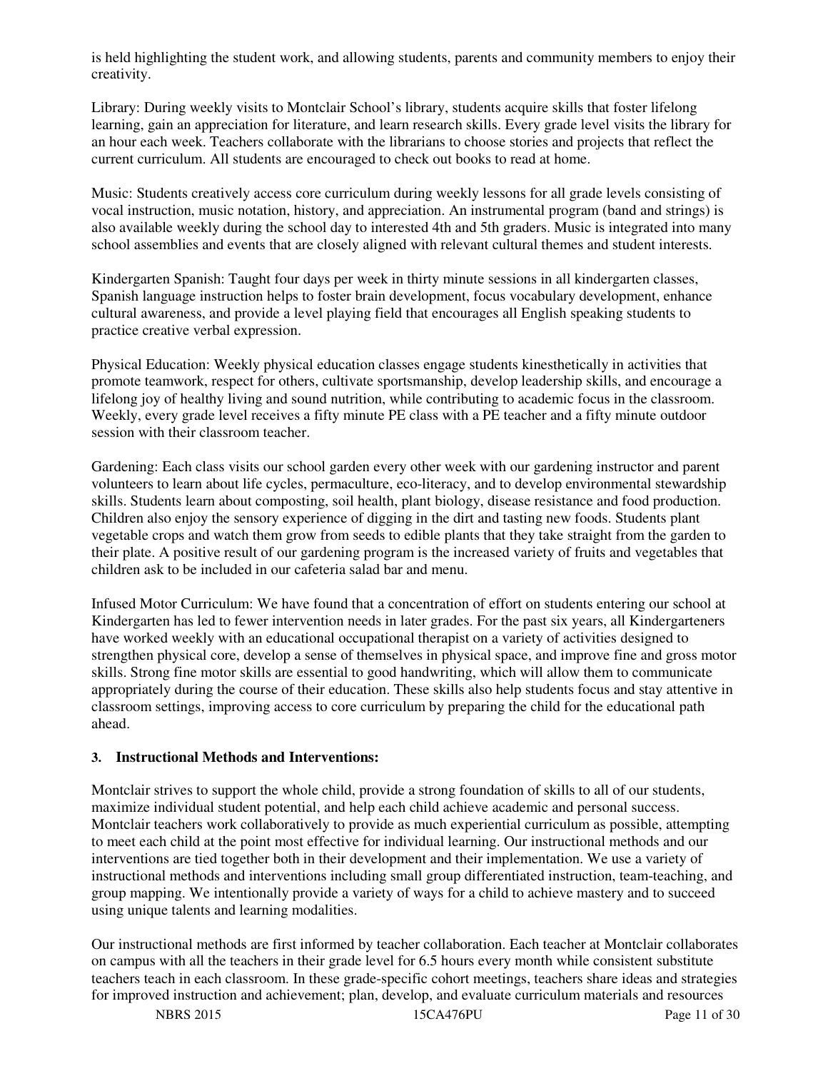is held highlighting the student work, and allowing students, parents and community members to enjoy their creativity.

Library: During weekly visits to Montclair School's library, students acquire skills that foster lifelong learning, gain an appreciation for literature, and learn research skills. Every grade level visits the library for an hour each week. Teachers collaborate with the librarians to choose stories and projects that reflect the current curriculum. All students are encouraged to check out books to read at home.

Music: Students creatively access core curriculum during weekly lessons for all grade levels consisting of vocal instruction, music notation, history, and appreciation. An instrumental program (band and strings) is also available weekly during the school day to interested 4th and 5th graders. Music is integrated into many school assemblies and events that are closely aligned with relevant cultural themes and student interests.

Kindergarten Spanish: Taught four days per week in thirty minute sessions in all kindergarten classes, Spanish language instruction helps to foster brain development, focus vocabulary development, enhance cultural awareness, and provide a level playing field that encourages all English speaking students to practice creative verbal expression.

Physical Education: Weekly physical education classes engage students kinesthetically in activities that promote teamwork, respect for others, cultivate sportsmanship, develop leadership skills, and encourage a lifelong joy of healthy living and sound nutrition, while contributing to academic focus in the classroom. Weekly, every grade level receives a fifty minute PE class with a PE teacher and a fifty minute outdoor session with their classroom teacher.

Gardening: Each class visits our school garden every other week with our gardening instructor and parent volunteers to learn about life cycles, permaculture, eco-literacy, and to develop environmental stewardship skills. Students learn about composting, soil health, plant biology, disease resistance and food production. Children also enjoy the sensory experience of digging in the dirt and tasting new foods. Students plant vegetable crops and watch them grow from seeds to edible plants that they take straight from the garden to their plate. A positive result of our gardening program is the increased variety of fruits and vegetables that children ask to be included in our cafeteria salad bar and menu.

Infused Motor Curriculum: We have found that a concentration of effort on students entering our school at Kindergarten has led to fewer intervention needs in later grades. For the past six years, all Kindergarteners have worked weekly with an educational occupational therapist on a variety of activities designed to strengthen physical core, develop a sense of themselves in physical space, and improve fine and gross motor skills. Strong fine motor skills are essential to good handwriting, which will allow them to communicate appropriately during the course of their education. These skills also help students focus and stay attentive in classroom settings, improving access to core curriculum by preparing the child for the educational path ahead.

### 3. Instructional Methods and Interventions:

Montclair strives to support the whole child, provide a strong foundation of skills to all of our students, maximize individual student potential, and help each child achieve academic and personal success. Montclair teachers work collaboratively to provide as much experiential curriculum as possible, attempting to meet each child at the point most effective for individual learning. Our instructional methods and our interventions are tied together both in their development and their implementation. We use a variety of instructional methods and interventions including small group differentiated instruction, team-teaching, and group mapping. We intentionally provide a variety of ways for a child to achieve mastery and to succeed using unique talents and learning modalities.

Our instructional methods are first informed by teacher collaboration. Each teacher at Montclair collaborates on campus with all the teachers in their grade level for 6.5 hours every month while consistent substitute teachers teach in each classroom. In these grade-specific cohort meetings, teachers share ideas and strategies for improved instruction and achievement; plan, develop, and evaluate curriculum materials and resources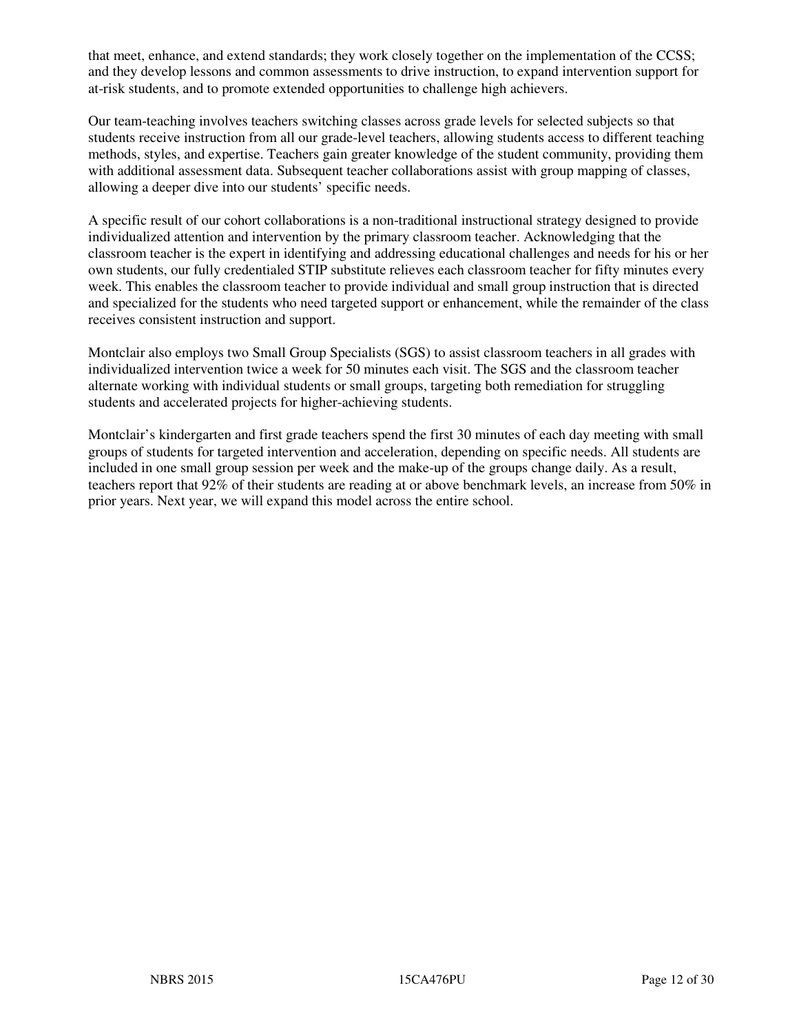that meet, enhance, and extend standards; they work closely together on the implementation of the CCSS; and they develop lessons and common assessments to drive instruction, to expand intervention support for at-risk students, and to promote extended opportunities to challenge high achievers.

Our team-teaching involves teachers switching classes across grade levels for selected subjects so that students receive instruction from all our grade-level teachers, allowing students access to different teaching methods, styles, and expertise. Teachers gain greater knowledge of the student community, providing them with additional assessment data. Subsequent teacher collaborations assist with group mapping of classes, allowing a deeper dive into our students' specific needs.

A specific result of our cohort collaborations is a non-traditional instructional strategy designed to provide individualized attention and intervention by the primary classroom teacher. Acknowledging that the classroom teacher is the expert in identifying and addressing educational challenges and needs for his or her own students, our fully credentialed STIP substitute relieves each classroom teacher for fifty minutes every week. This enables the classroom teacher to provide individual and small group instruction that is directed and specialized for the students who need targeted support or enhancement, while the remainder of the class receives consistent instruction and support.

Montclair also employs two Small Group Specialists (SGS) to assist classroom teachers in all grades with individualized intervention twice a week for 50 minutes each visit. The SGS and the classroom teacher alternate working with individual students or small groups, targeting both remediation for struggling students and accelerated projects for higher-achieving students.

Montclair's kindergarten and first grade teachers spend the first 30 minutes of each day meeting with small groups of students for targeted intervention and acceleration, depending on specific needs. All students are included in one small group session per week and the make-up of the groups change daily. As a result, teachers report that 92% of their students are reading at or above benchmark levels, an increase from 50% in prior years. Next year, we will expand this model across the entire school.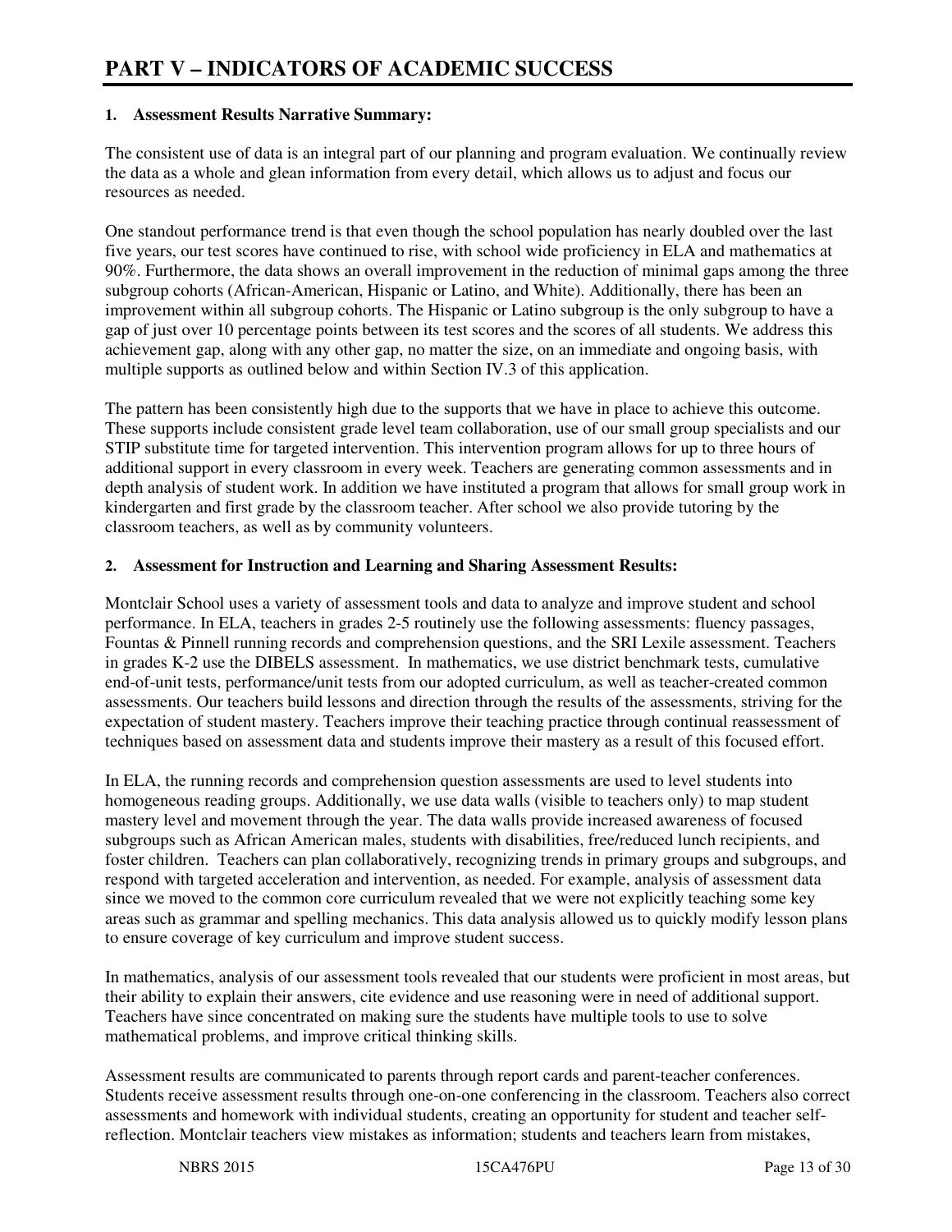# PART V – INDICATORS OF ACADEMIC SUCCESS

**1. Assessment Results Narrative Summary:**

The consistent use of data is an integral part of our planning and program evaluation. We continually review the data as a whole and glean information from every detail, which allows us to adjust and focus our resources as needed.

One standout performance trend is that even though the school population has nearly doubled over the last five years, our test scores have continued to rise, with school wide proficiency in ELA and mathematics at 90%. Furthermore, the data shows an overall improvement in the reduction of minimal gaps among the three subgroup cohorts (African-American, Hispanic or Latino, and White). Additionally, there has been an improvement within all subgroup cohorts. The Hispanic or Latino subgroup is the only subgroup to have a gap of just over 10 percentage points between its test scores and the scores of all students. We address this achievement gap, along with any other gap, no matter the size, on an immediate and ongoing basis, with multiple supports as outlined below and within Section IV.3 of this application.

The pattern has been consistently high due to the supports that we have in place to achieve this outcome. These supports include consistent grade level team collaboration, use of our small group specialists and our STIP substitute time for targeted intervention. This intervention program allows for up to three hours of additional support in every classroom in every week. Teachers are generating common assessments and in depth analysis of student work. In addition we have instituted a program that allows for small group work in kindergarten and first grade by the classroom teacher. After school we also provide tutoring by the classroom teachers, as well as by community volunteers.

**2. Assessment for Instruction and Learning and Sharing Assessment Results:**

Montclair School uses a variety of assessment tools and data to analyze and improve student and school performance. In ELA, teachers in grades 2-5 routinely use the following assessments: fluency passages, Fountas & Pinnell running records and comprehension questions, and the SRI Lexile assessment. Teachers in grades K-2 use the DIBELS assessment. In mathematics, we use district benchmark tests, cumulative end-of-unit tests, performance/unit tests from our adopted curriculum, as well as teacher-created common assessments. Our teachers build lessons and direction through the results of the assessments, striving for the expectation of student mastery. Teachers improve their teaching practice through continual reassessment of techniques based on assessment data and students improve their mastery as a result of this focused effort.

In ELA, the running records and comprehension question assessments are used to level students into homogeneous reading groups. Additionally, we use data walls (visible to teachers only) to map student mastery level and movement through the year. The data walls provide increased awareness of focused subgroups such as African American males, students with disabilities, free/reduced lunch recipients, and foster children. Teachers can plan collaboratively, recognizing trends in primary groups and subgroups, and respond with targeted acceleration and intervention, as needed. For example, analysis of assessment data since we moved to the common core curriculum revealed that we were not explicitly teaching some key areas such as grammar and spelling mechanics. This data analysis allowed us to quickly modify lesson plans to ensure coverage of key curriculum and improve student success.

In mathematics, analysis of our assessment tools revealed that our students were proficient in most areas, but their ability to explain their answers, cite evidence and use reasoning were in need of additional support. Teachers have since concentrated on making sure the students have multiple tools to use to solve mathematical problems, and improve critical thinking skills.

Assessment results are communicated to parents through report cards and parent-teacher conferences. Students receive assessment results through one-on-one conferencing in the classroom. Teachers also correct assessments and homework with individual students, creating an opportunity for student and teacher self-reflection. Montclair teachers view mistakes as information; students and teachers learn from mistakes,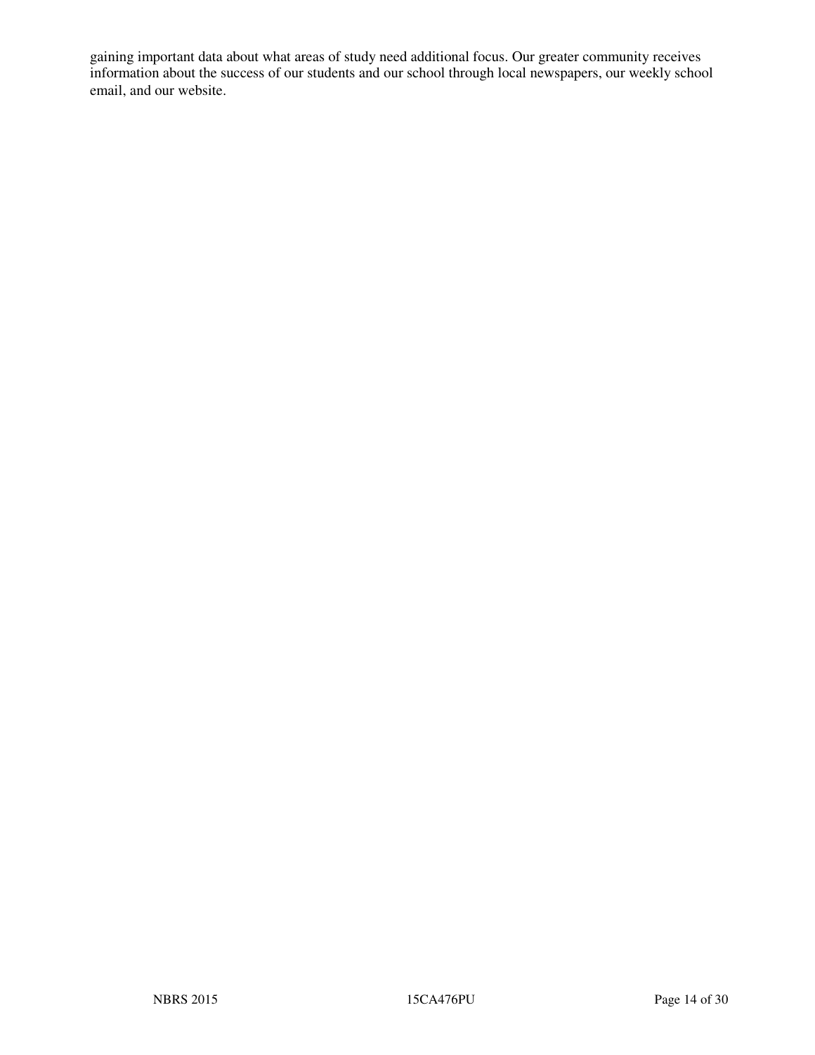gaining important data about what areas of study need additional focus. Our greater community receives information about the success of our students and our school through local newspapers, our weekly school email, and our website.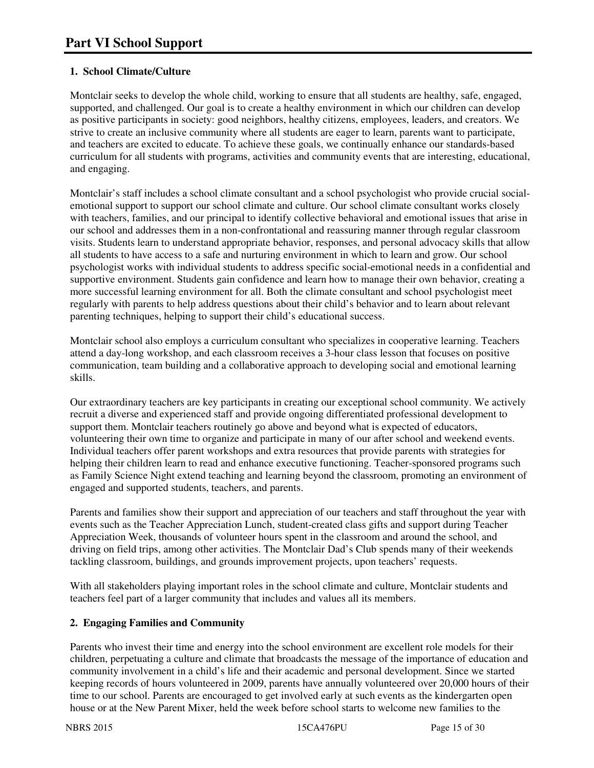# Part VI School Support

**1. School Climate/Culture**

Montclair seeks to develop the whole child, working to ensure that all students are healthy, safe, engaged, supported, and challenged. Our goal is to create a healthy environment in which our children can develop as positive participants in society: good neighbors, healthy citizens, employees, leaders, and creators. We strive to create an inclusive community where all students are eager to learn, parents want to participate, and teachers are excited to educate. To achieve these goals, we continually enhance our standards-based curriculum for all students with programs, activities and community events that are interesting, educational, and engaging.

Montclair's staff includes a school climate consultant and a school psychologist who provide crucial social-emotional support to support our school climate and culture. Our school climate consultant works closely with teachers, families, and our principal to identify collective behavioral and emotional issues that arise in our school and addresses them in a non-confrontational and reassuring manner through regular classroom visits. Students learn to understand appropriate behavior, responses, and personal advocacy skills that allow all students to have access to a safe and nurturing environment in which to learn and grow. Our school psychologist works with individual students to address specific social-emotional needs in a confidential and supportive environment. Students gain confidence and learn how to manage their own behavior, creating a more successful learning environment for all. Both the climate consultant and school psychologist meet regularly with parents to help address questions about their child's behavior and to learn about relevant parenting techniques, helping to support their child's educational success.

Montclair school also employs a curriculum consultant who specializes in cooperative learning. Teachers attend a day-long workshop, and each classroom receives a 3-hour class lesson that focuses on positive communication, team building and a collaborative approach to developing social and emotional learning skills.

Our extraordinary teachers are key participants in creating our exceptional school community. We actively recruit a diverse and experienced staff and provide ongoing differentiated professional development to support them. Montclair teachers routinely go above and beyond what is expected of educators, volunteering their own time to organize and participate in many of our after school and weekend events. Individual teachers offer parent workshops and extra resources that provide parents with strategies for helping their children learn to read and enhance executive functioning. Teacher-sponsored programs such as Family Science Night extend teaching and learning beyond the classroom, promoting an environment of engaged and supported students, teachers, and parents.

Parents and families show their support and appreciation of our teachers and staff throughout the year with events such as the Teacher Appreciation Lunch, student-created class gifts and support during Teacher Appreciation Week, thousands of volunteer hours spent in the classroom and around the school, and driving on field trips, among other activities. The Montclair Dad's Club spends many of their weekends tackling classroom, buildings, and grounds improvement projects, upon teachers' requests.

With all stakeholders playing important roles in the school climate and culture, Montclair students and teachers feel part of a larger community that includes and values all its members.

**2. Engaging Families and Community**

Parents who invest their time and energy into the school environment are excellent role models for their children, perpetuating a culture and climate that broadcasts the message of the importance of education and community involvement in a child's life and their academic and personal development. Since we started keeping records of hours volunteered in 2009, parents have annually volunteered over 20,000 hours of their time to our school. Parents are encouraged to get involved early at such events as the kindergarten open house or at the New Parent Mixer, held the week before school starts to welcome new families to the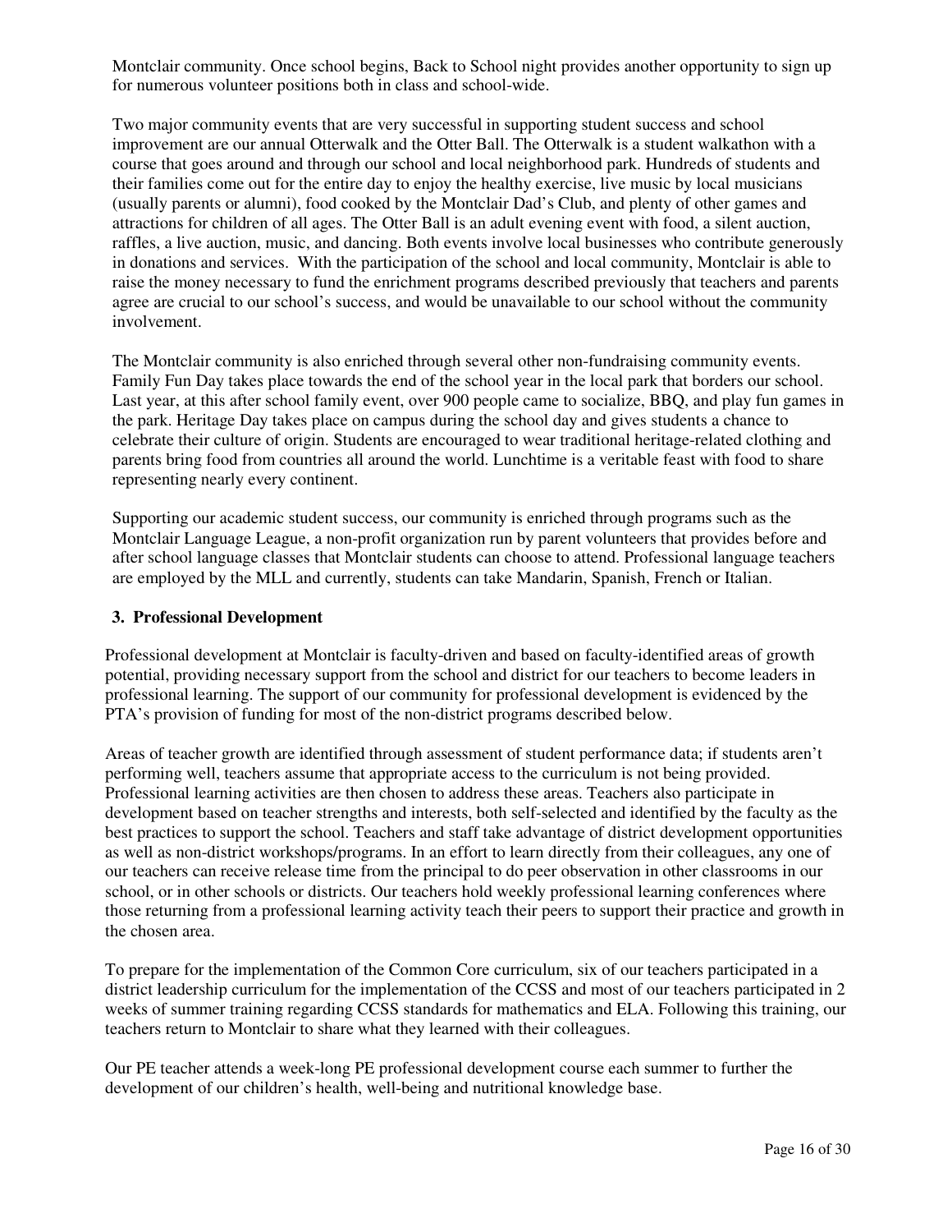Montclair community. Once school begins, Back to School night provides another opportunity to sign up for numerous volunteer positions both in class and school-wide.

Two major community events that are very successful in supporting student success and school improvement are our annual Otterwalk and the Otter Ball. The Otterwalk is a student walkathon with a course that goes around and through our school and local neighborhood park. Hundreds of students and their families come out for the entire day to enjoy the healthy exercise, live music by local musicians (usually parents or alumni), food cooked by the Montclair Dad's Club, and plenty of other games and attractions for children of all ages. The Otter Ball is an adult evening event with food, a silent auction, raffles, a live auction, music, and dancing. Both events involve local businesses who contribute generously in donations and services. With the participation of the school and local community, Montclair is able to raise the money necessary to fund the enrichment programs described previously that teachers and parents agree are crucial to our school's success, and would be unavailable to our school without the community involvement.

The Montclair community is also enriched through several other non-fundraising community events. Family Fun Day takes place towards the end of the school year in the local park that borders our school. Last year, at this after school family event, over 900 people came to socialize, BBQ, and play fun games in the park. Heritage Day takes place on campus during the school day and gives students a chance to celebrate their culture of origin. Students are encouraged to wear traditional heritage-related clothing and parents bring food from countries all around the world. Lunchtime is a veritable feast with food to share representing nearly every continent.

Supporting our academic student success, our community is enriched through programs such as the Montclair Language League, a non-profit organization run by parent volunteers that provides before and after school language classes that Montclair students can choose to attend. Professional language teachers are employed by the MLL and currently, students can take Mandarin, Spanish, French or Italian.

**3. Professional Development**

Professional development at Montclair is faculty-driven and based on faculty-identified areas of growth potential, providing necessary support from the school and district for our teachers to become leaders in professional learning. The support of our community for professional development is evidenced by the PTA's provision of funding for most of the non-district programs described below.

Areas of teacher growth are identified through assessment of student performance data; if students aren't performing well, teachers assume that appropriate access to the curriculum is not being provided. Professional learning activities are then chosen to address these areas. Teachers also participate in development based on teacher strengths and interests, both self-selected and identified by the faculty as the best practices to support the school. Teachers and staff take advantage of district development opportunities as well as non-district workshops/programs. In an effort to learn directly from their colleagues, any one of our teachers can receive release time from the principal to do peer observation in other classrooms in our school, or in other schools or districts. Our teachers hold weekly professional learning conferences where those returning from a professional learning activity teach their peers to support their practice and growth in the chosen area.

To prepare for the implementation of the Common Core curriculum, six of our teachers participated in a district leadership curriculum for the implementation of the CCSS and most of our teachers participated in 2 weeks of summer training regarding CCSS standards for mathematics and ELA. Following this training, our teachers return to Montclair to share what they learned with their colleagues.

Our PE teacher attends a week-long PE professional development course each summer to further the development of our children's health, well-being and nutritional knowledge base.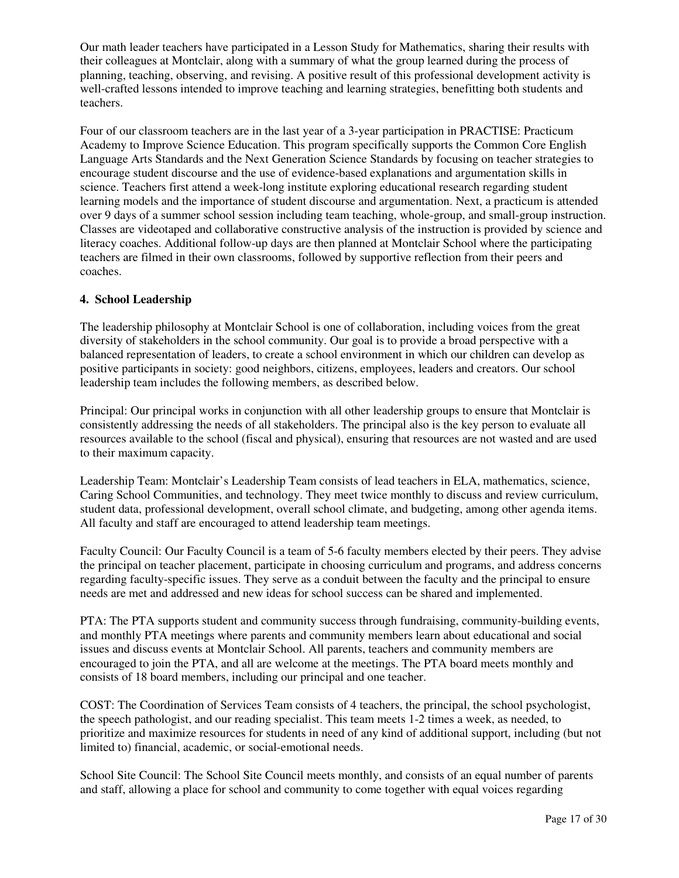Our math leader teachers have participated in a Lesson Study for Mathematics, sharing their results with their colleagues at Montclair, along with a summary of what the group learned during the process of planning, teaching, observing, and revising. A positive result of this professional development activity is well-crafted lessons intended to improve teaching and learning strategies, benefitting both students and teachers.

Four of our classroom teachers are in the last year of a 3-year participation in PRACTISE: Practicum Academy to Improve Science Education. This program specifically supports the Common Core English Language Arts Standards and the Next Generation Science Standards by focusing on teacher strategies to encourage student discourse and the use of evidence-based explanations and argumentation skills in science. Teachers first attend a week-long institute exploring educational research regarding student learning models and the importance of student discourse and argumentation. Next, a practicum is attended over 9 days of a summer school session including team teaching, whole-group, and small-group instruction. Classes are videotaped and collaborative constructive analysis of the instruction is provided by science and literacy coaches. Additional follow-up days are then planned at Montclair School where the participating teachers are filmed in their own classrooms, followed by supportive reflection from their peers and coaches.

**4. School Leadership**

The leadership philosophy at Montclair School is one of collaboration, including voices from the great diversity of stakeholders in the school community. Our goal is to provide a broad perspective with a balanced representation of leaders, to create a school environment in which our children can develop as positive participants in society: good neighbors, citizens, employees, leaders and creators. Our school leadership team includes the following members, as described below.

Principal: Our principal works in conjunction with all other leadership groups to ensure that Montclair is consistently addressing the needs of all stakeholders. The principal also is the key person to evaluate all resources available to the school (fiscal and physical), ensuring that resources are not wasted and are used to their maximum capacity.

Leadership Team: Montclair's Leadership Team consists of lead teachers in ELA, mathematics, science, Caring School Communities, and technology. They meet twice monthly to discuss and review curriculum, student data, professional development, overall school climate, and budgeting, among other agenda items. All faculty and staff are encouraged to attend leadership team meetings.

Faculty Council: Our Faculty Council is a team of 5-6 faculty members elected by their peers. They advise the principal on teacher placement, participate in choosing curriculum and programs, and address concerns regarding faculty-specific issues. They serve as a conduit between the faculty and the principal to ensure needs are met and addressed and new ideas for school success can be shared and implemented.

PTA: The PTA supports student and community success through fundraising, community-building events, and monthly PTA meetings where parents and community members learn about educational and social issues and discuss events at Montclair School. All parents, teachers and community members are encouraged to join the PTA, and all are welcome at the meetings. The PTA board meets monthly and consists of 18 board members, including our principal and one teacher.

COST: The Coordination of Services Team consists of 4 teachers, the principal, the school psychologist, the speech pathologist, and our reading specialist. This team meets 1-2 times a week, as needed, to prioritize and maximize resources for students in need of any kind of additional support, including (but not limited to) financial, academic, or social-emotional needs.

School Site Council: The School Site Council meets monthly, and consists of an equal number of parents and staff, allowing a place for school and community to come together with equal voices regarding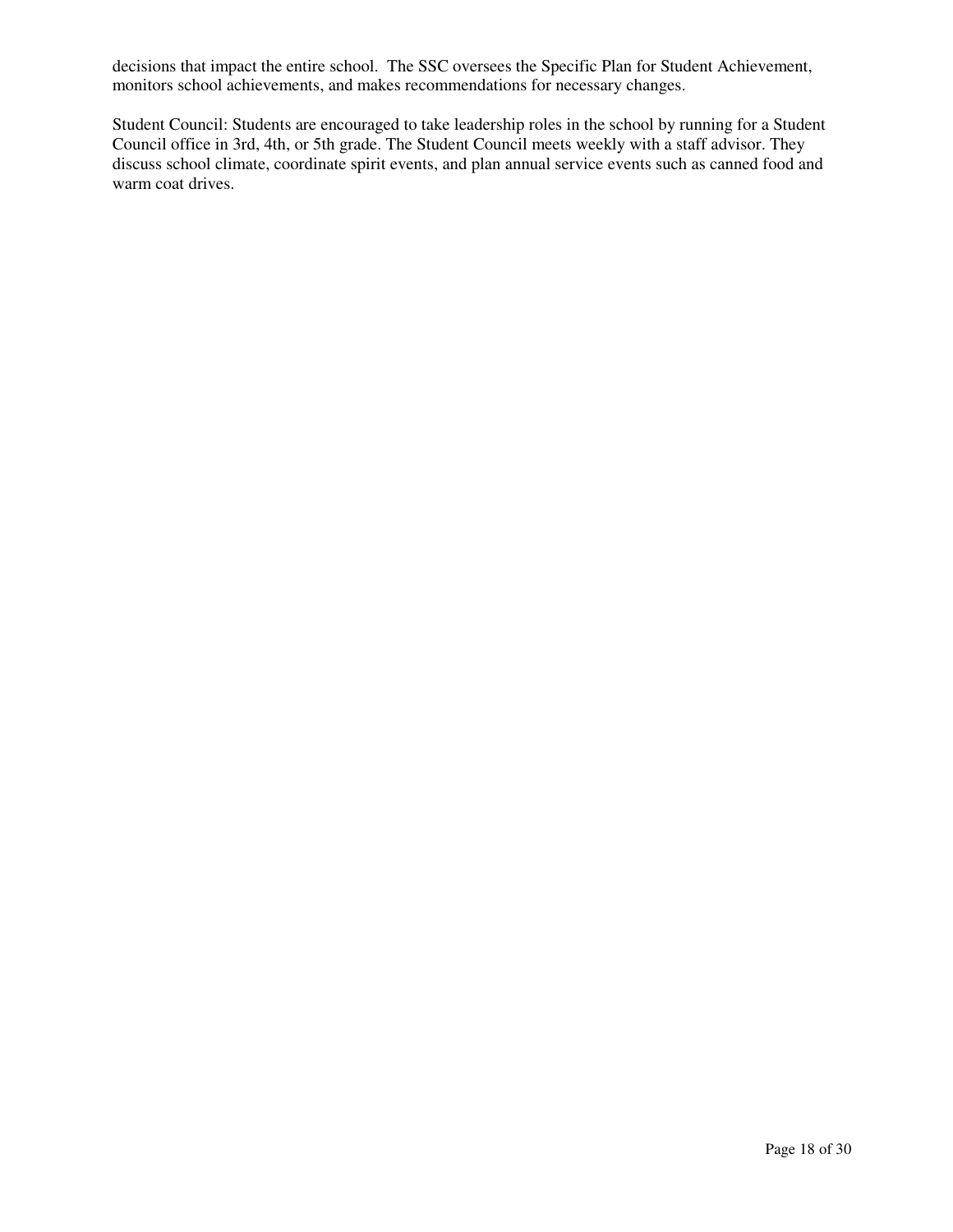decisions that impact the entire school. The SSC oversees the Specific Plan for Student Achievement, monitors school achievements, and makes recommendations for necessary changes.

Student Council: Students are encouraged to take leadership roles in the school by running for a Student Council office in 3rd, 4th, or 5th grade. The Student Council meets weekly with a staff advisor. They discuss school climate, coordinate spirit events, and plan annual service events such as canned food and warm coat drives.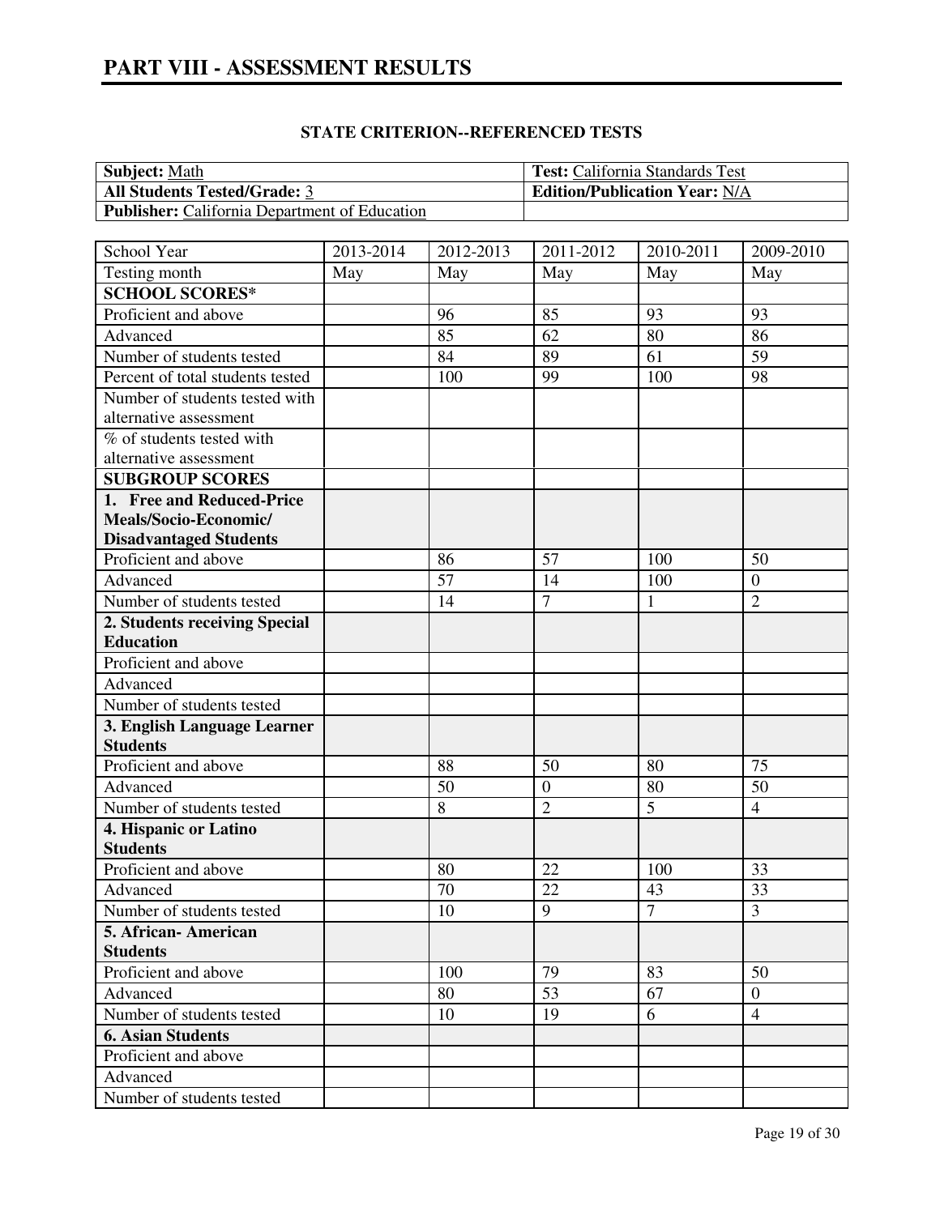# PART VIII - ASSESSMENT RESULTS

## STATE CRITERION--REFERENCED TESTS

| **Subject:** Math | **Test:** California Standards Test |
|---|---|
| **All Students Tested/Grade:** 3 | **Edition/Publication Year:** N/A |
| **Publisher:** California Department of Education | |

| School Year | 2013-2014 | 2012-2013 | 2011-2012 | 2010-2011 | 2009-2010 |
|---|---|---|---|---|---|
| Testing month | May | May | May | May | May |
| **SCHOOL SCORES*** | | | | | |
| Proficient and above | | 96 | 85 | 93 | 93 |
| Advanced | | 85 | 62 | 80 | 86 |
| Number of students tested | | 84 | 89 | 61 | 59 |
| Percent of total students tested | | 100 | 99 | 100 | 98 |
| Number of students tested with alternative assessment | | | | | |
| % of students tested with alternative assessment | | | | | |
| **SUBGROUP SCORES** | | | | | |
| **1. Free and Reduced-Price Meals/Socio-Economic/ Disadvantaged Students** | | | | | |
| Proficient and above | | 86 | 57 | 100 | 50 |
| Advanced | | 57 | 14 | 100 | 0 |
| Number of students tested | | 14 | 7 | 1 | 2 |
| **2. Students receiving Special Education** | | | | | |
| Proficient and above | | | | | |
| Advanced | | | | | |
| Number of students tested | | | | | |
| **3. English Language Learner Students** | | | | | |
| Proficient and above | | 88 | 50 | 80 | 75 |
| Advanced | | 50 | 0 | 80 | 50 |
| Number of students tested | | 8 | 2 | 5 | 4 |
| **4. Hispanic or Latino Students** | | | | | |
| Proficient and above | | 80 | 22 | 100 | 33 |
| Advanced | | 70 | 22 | 43 | 33 |
| Number of students tested | | 10 | 9 | 7 | 3 |
| **5. African- American Students** | | | | | |
| Proficient and above | | 100 | 79 | 83 | 50 |
| Advanced | | 80 | 53 | 67 | 0 |
| Number of students tested | | 10 | 19 | 6 | 4 |
| **6. Asian Students** | | | | | |
| Proficient and above | | | | | |
| Advanced | | | | | |
| Number of students tested | | | | | |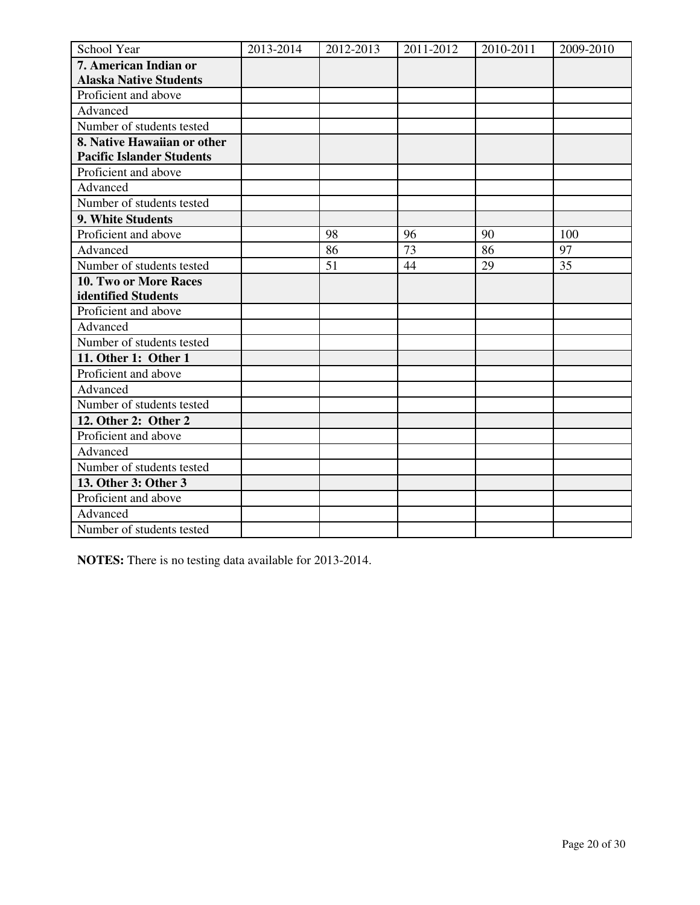| School Year | 2013-2014 | 2012-2013 | 2011-2012 | 2010-2011 | 2009-2010 |
|---|---|---|---|---|---|
| **7. American Indian or Alaska Native Students** | | | | | |
| Proficient and above | | | | | |
| Advanced | | | | | |
| Number of students tested | | | | | |
| **8. Native Hawaiian or other Pacific Islander Students** | | | | | |
| Proficient and above | | | | | |
| Advanced | | | | | |
| Number of students tested | | | | | |
| **9. White Students** | | | | | |
| Proficient and above | | 98 | 96 | 90 | 100 |
| Advanced | | 86 | 73 | 86 | 97 |
| Number of students tested | | 51 | 44 | 29 | 35 |
| **10. Two or More Races identified Students** | | | | | |
| Proficient and above | | | | | |
| Advanced | | | | | |
| Number of students tested | | | | | |
| **11. Other 1: Other 1** | | | | | |
| Proficient and above | | | | | |
| Advanced | | | | | |
| Number of students tested | | | | | |
| **12. Other 2: Other 2** | | | | | |
| Proficient and above | | | | | |
| Advanced | | | | | |
| Number of students tested | | | | | |
| **13. Other 3: Other 3** | | | | | |
| Proficient and above | | | | | |
| Advanced | | | | | |
| Number of students tested | | | | | |

**NOTES:** There is no testing data available for 2013-2014.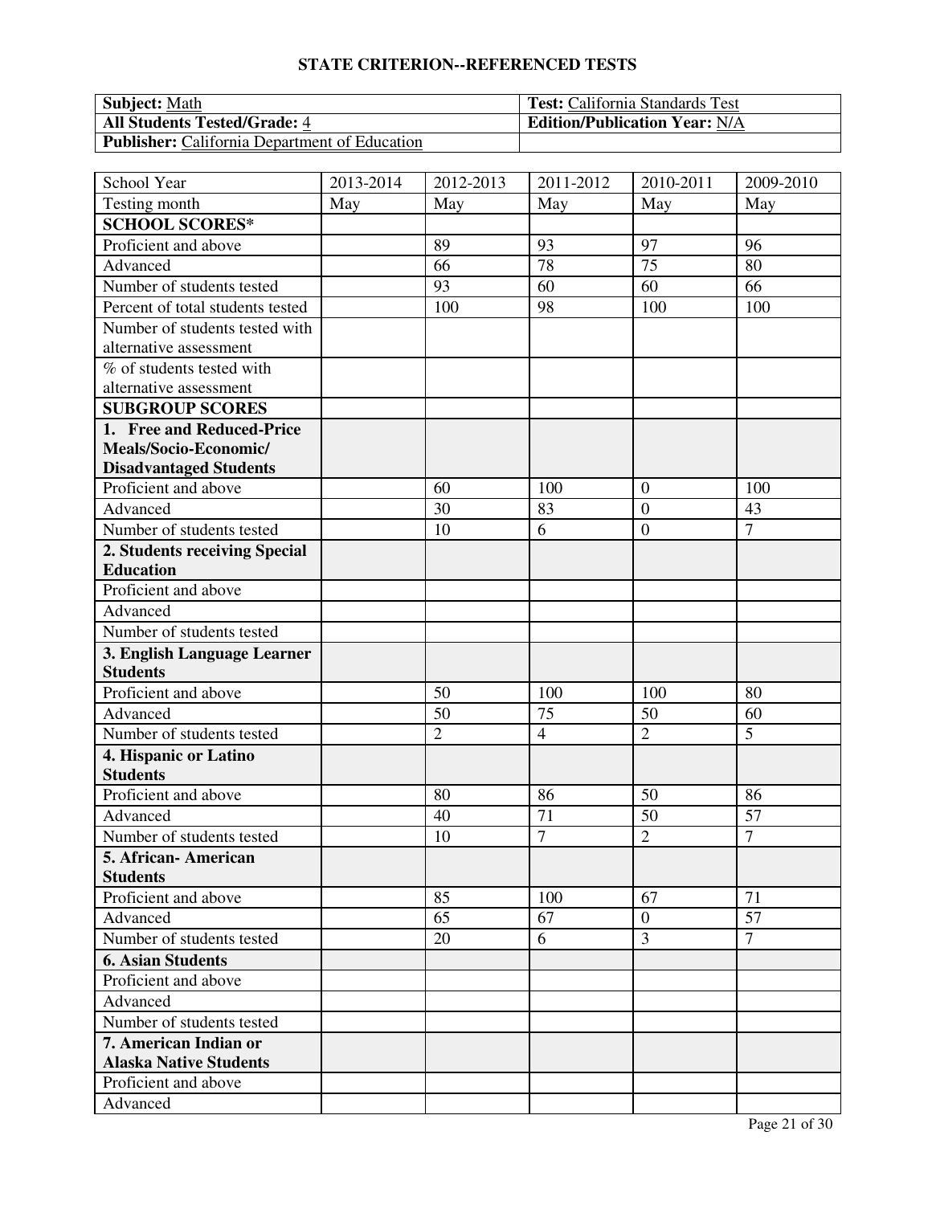## STATE CRITERION--REFERENCED TESTS

| **Subject:** Math | **Test:** California Standards Test |
|---|---|
| **All Students Tested/Grade:** 4 | **Edition/Publication Year:** N/A |
| **Publisher:** California Department of Education | |

| School Year | 2013-2014 | 2012-2013 | 2011-2012 | 2010-2011 | 2009-2010 |
|---|---|---|---|---|---|
| Testing month | May | May | May | May | May |
| **SCHOOL SCORES*** | | | | | |
| Proficient and above | | 89 | 93 | 97 | 96 |
| Advanced | | 66 | 78 | 75 | 80 |
| Number of students tested | | 93 | 60 | 60 | 66 |
| Percent of total students tested | | 100 | 98 | 100 | 100 |
| Number of students tested with alternative assessment | | | | | |
| % of students tested with alternative assessment | | | | | |
| **SUBGROUP SCORES** | | | | | |
| **1. Free and Reduced-Price Meals/Socio-Economic/ Disadvantaged Students** | | | | | |
| Proficient and above | | 60 | 100 | 0 | 100 |
| Advanced | | 30 | 83 | 0 | 43 |
| Number of students tested | | 10 | 6 | 0 | 7 |
| **2. Students receiving Special Education** | | | | | |
| Proficient and above | | | | | |
| Advanced | | | | | |
| Number of students tested | | | | | |
| **3. English Language Learner Students** | | | | | |
| Proficient and above | | 50 | 100 | 100 | 80 |
| Advanced | | 50 | 75 | 50 | 60 |
| Number of students tested | | 2 | 4 | 2 | 5 |
| **4. Hispanic or Latino Students** | | | | | |
| Proficient and above | | 80 | 86 | 50 | 86 |
| Advanced | | 40 | 71 | 50 | 57 |
| Number of students tested | | 10 | 7 | 2 | 7 |
| **5. African- American Students** | | | | | |
| Proficient and above | | 85 | 100 | 67 | 71 |
| Advanced | | 65 | 67 | 0 | 57 |
| Number of students tested | | 20 | 6 | 3 | 7 |
| **6. Asian Students** | | | | | |
| Proficient and above | | | | | |
| Advanced | | | | | |
| Number of students tested | | | | | |
| **7. American Indian or Alaska Native Students** | | | | | |
| Proficient and above | | | | | |
| Advanced | | | | | |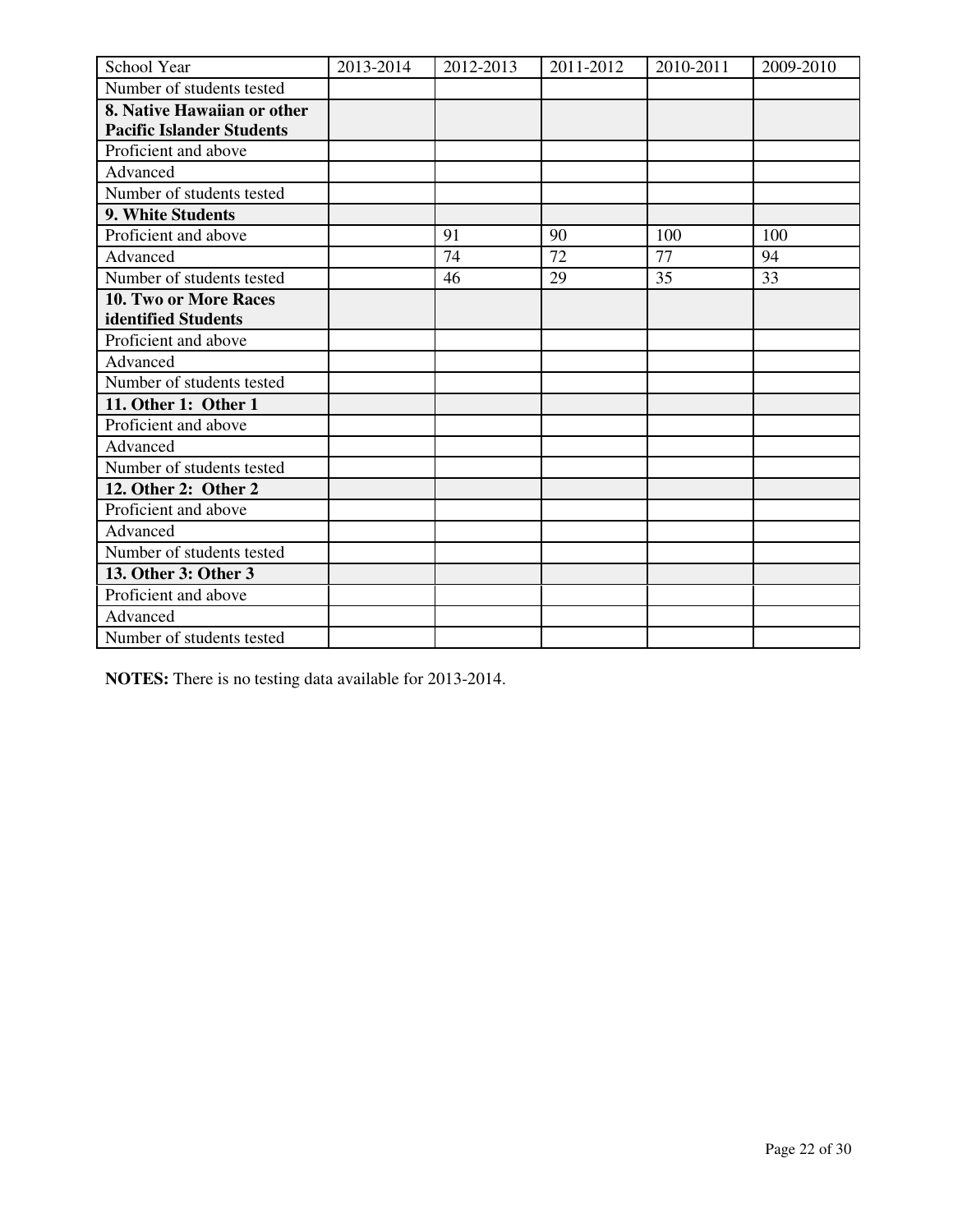| School Year | 2013-2014 | 2012-2013 | 2011-2012 | 2010-2011 | 2009-2010 |
|---|---|---|---|---|---|
| Number of students tested | | | | | |
| **8. Native Hawaiian or other Pacific Islander Students** | | | | | |
| Proficient and above | | | | | |
| Advanced | | | | | |
| Number of students tested | | | | | |
| **9. White Students** | | | | | |
| Proficient and above | | 91 | 90 | 100 | 100 |
| Advanced | | 74 | 72 | 77 | 94 |
| Number of students tested | | 46 | 29 | 35 | 33 |
| **10. Two or More Races identified Students** | | | | | |
| Proficient and above | | | | | |
| Advanced | | | | | |
| Number of students tested | | | | | |
| **11. Other 1: Other 1** | | | | | |
| Proficient and above | | | | | |
| Advanced | | | | | |
| Number of students tested | | | | | |
| **12. Other 2: Other 2** | | | | | |
| Proficient and above | | | | | |
| Advanced | | | | | |
| Number of students tested | | | | | |
| **13. Other 3: Other 3** | | | | | |
| Proficient and above | | | | | |
| Advanced | | | | | |
| Number of students tested | | | | | |

**NOTES:** There is no testing data available for 2013-2014.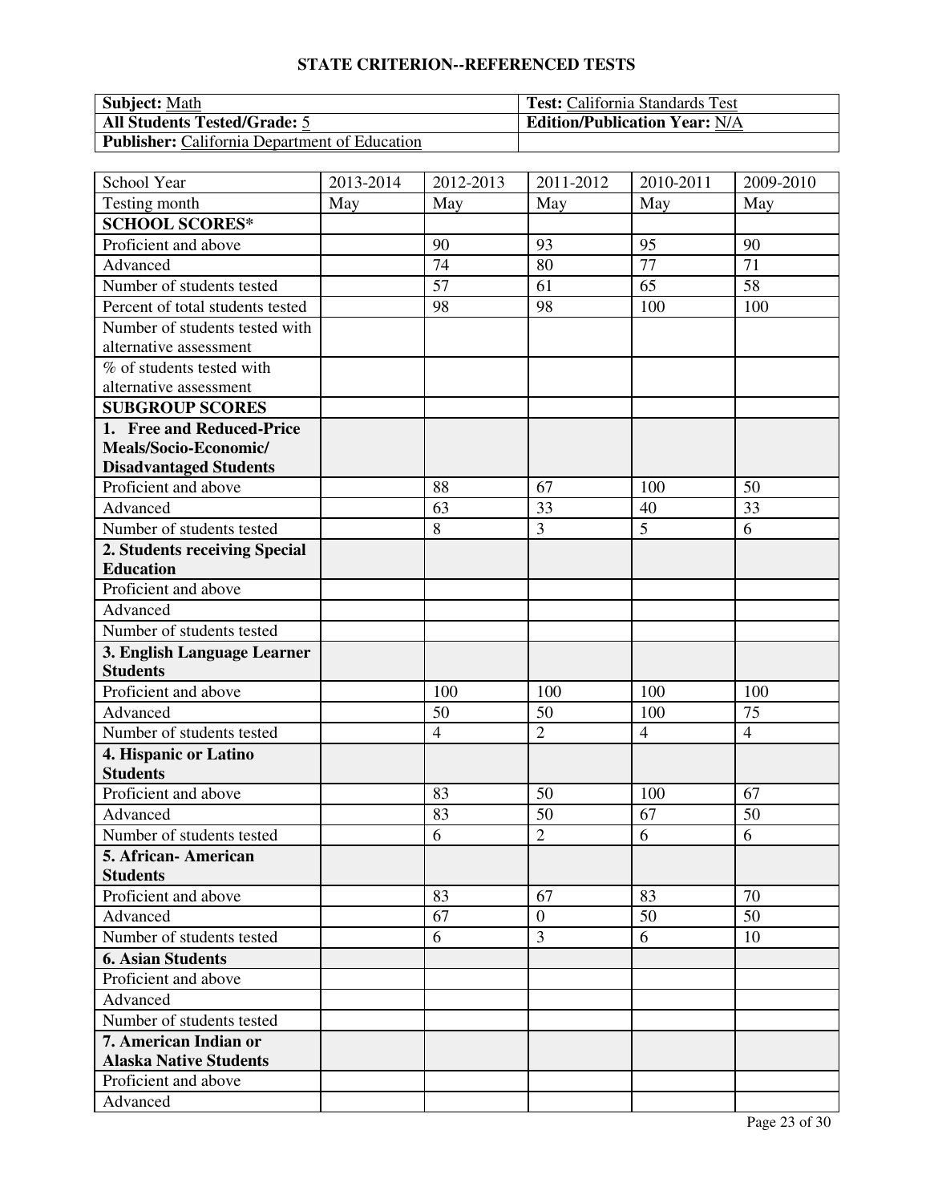# STATE CRITERION--REFERENCED TESTS

| **Subject:** Math | **Test:** California Standards Test |
| --- | --- |
| **All Students Tested/Grade:** 5 | **Edition/Publication Year:** N/A |
| **Publisher:** California Department of Education | |

| School Year | 2013-2014 | 2012-2013 | 2011-2012 | 2010-2011 | 2009-2010 |
| --- | --- | --- | --- | --- | --- |
| Testing month | May | May | May | May | May |
| **SCHOOL SCORES*** | | | | | |
| Proficient and above | | 90 | 93 | 95 | 90 |
| Advanced | | 74 | 80 | 77 | 71 |
| Number of students tested | | 57 | 61 | 65 | 58 |
| Percent of total students tested | | 98 | 98 | 100 | 100 |
| Number of students tested with alternative assessment | | | | | |
| % of students tested with alternative assessment | | | | | |
| **SUBGROUP SCORES** | | | | | |
| **1. Free and Reduced-Price Meals/Socio-Economic/ Disadvantaged Students** | | | | | |
| Proficient and above | | 88 | 67 | 100 | 50 |
| Advanced | | 63 | 33 | 40 | 33 |
| Number of students tested | | 8 | 3 | 5 | 6 |
| **2. Students receiving Special Education** | | | | | |
| Proficient and above | | | | | |
| Advanced | | | | | |
| Number of students tested | | | | | |
| **3. English Language Learner Students** | | | | | |
| Proficient and above | | 100 | 100 | 100 | 100 |
| Advanced | | 50 | 50 | 100 | 75 |
| Number of students tested | | 4 | 2 | 4 | 4 |
| **4. Hispanic or Latino Students** | | | | | |
| Proficient and above | | 83 | 50 | 100 | 67 |
| Advanced | | 83 | 50 | 67 | 50 |
| Number of students tested | | 6 | 2 | 6 | 6 |
| **5. African- American Students** | | | | | |
| Proficient and above | | 83 | 67 | 83 | 70 |
| Advanced | | 67 | 0 | 50 | 50 |
| Number of students tested | | 6 | 3 | 6 | 10 |
| **6. Asian Students** | | | | | |
| Proficient and above | | | | | |
| Advanced | | | | | |
| Number of students tested | | | | | |
| **7. American Indian or Alaska Native Students** | | | | | |
| Proficient and above | | | | | |
| Advanced | | | | | |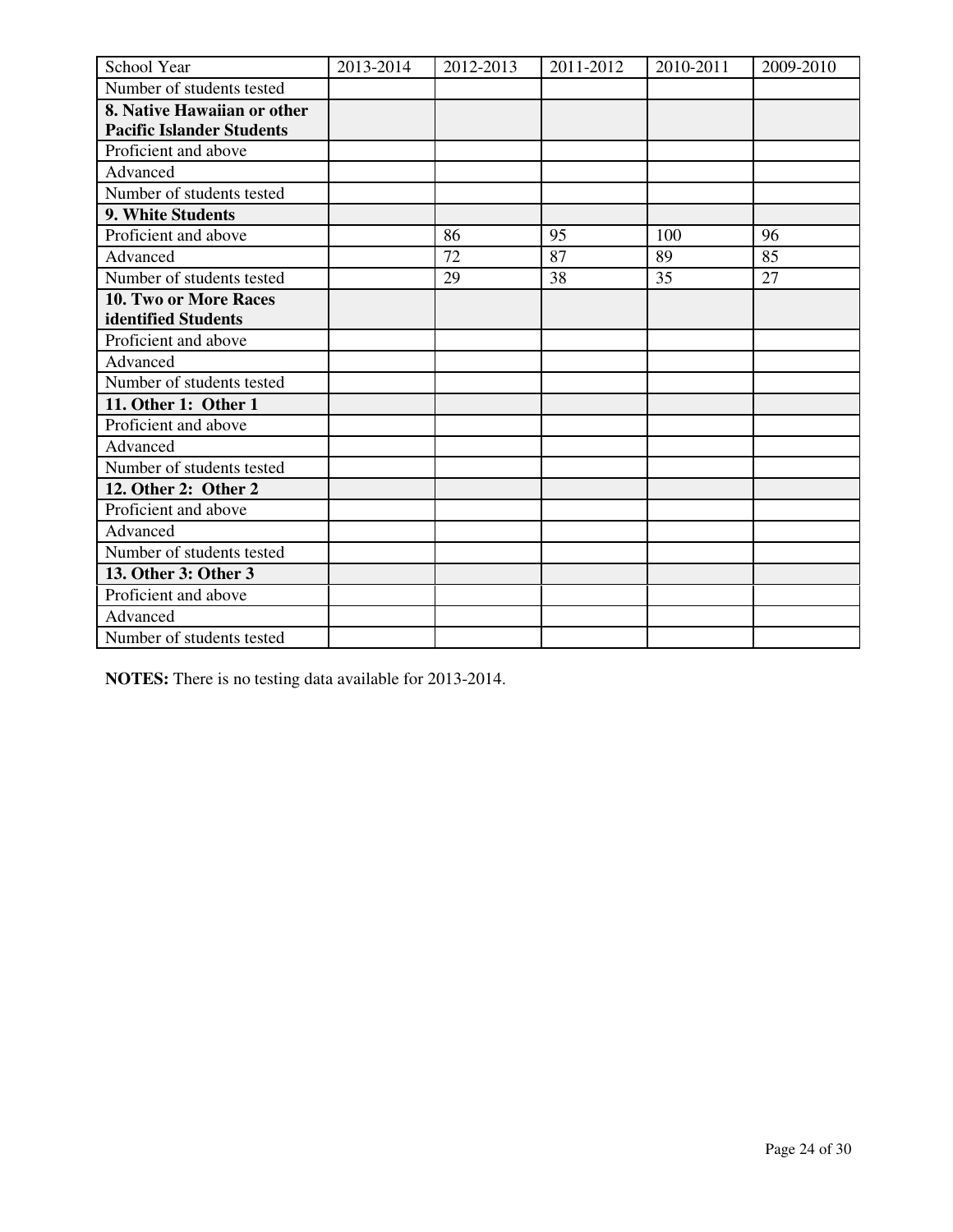| School Year | 2013-2014 | 2012-2013 | 2011-2012 | 2010-2011 | 2009-2010 |
|---|---|---|---|---|---|
| Number of students tested | | | | | |
| **8. Native Hawaiian or other Pacific Islander Students** | | | | | |
| Proficient and above | | | | | |
| Advanced | | | | | |
| Number of students tested | | | | | |
| **9. White Students** | | | | | |
| Proficient and above | | 86 | 95 | 100 | 96 |
| Advanced | | 72 | 87 | 89 | 85 |
| Number of students tested | | 29 | 38 | 35 | 27 |
| **10. Two or More Races identified Students** | | | | | |
| Proficient and above | | | | | |
| Advanced | | | | | |
| Number of students tested | | | | | |
| **11. Other 1: Other 1** | | | | | |
| Proficient and above | | | | | |
| Advanced | | | | | |
| Number of students tested | | | | | |
| **12. Other 2: Other 2** | | | | | |
| Proficient and above | | | | | |
| Advanced | | | | | |
| Number of students tested | | | | | |
| **13. Other 3: Other 3** | | | | | |
| Proficient and above | | | | | |
| Advanced | | | | | |
| Number of students tested | | | | | |

**NOTES:** There is no testing data available for 2013-2014.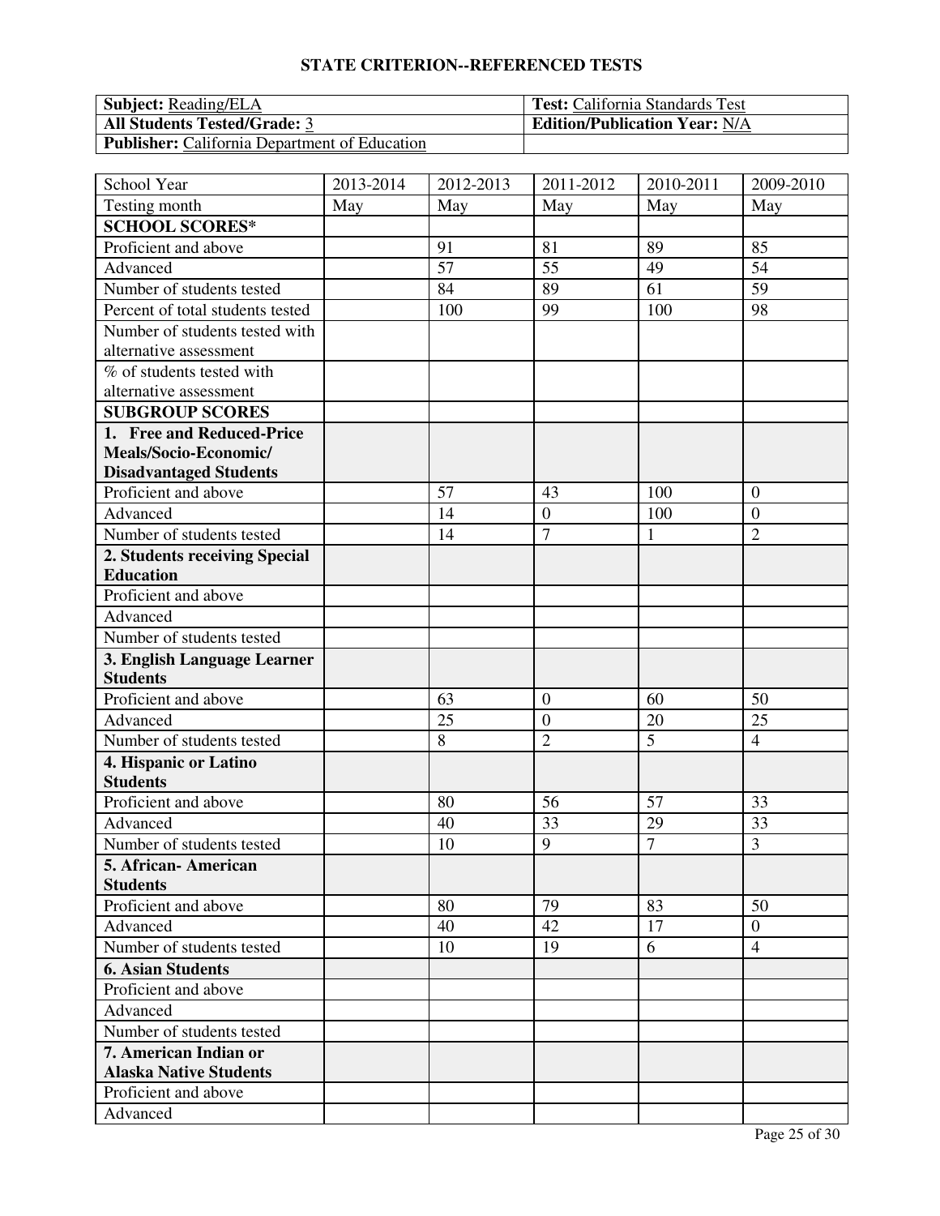## STATE CRITERION--REFERENCED TESTS

| **Subject:** Reading/ELA | **Test:** California Standards Test |
|---|---|
| **All Students Tested/Grade:** 3 | **Edition/Publication Year:** N/A |
| **Publisher:** California Department of Education | |

| School Year | 2013-2014 | 2012-2013 | 2011-2012 | 2010-2011 | 2009-2010 |
|---|---|---|---|---|---|
| Testing month | May | May | May | May | May |
| **SCHOOL SCORES*** | | | | | |
| Proficient and above | | 91 | 81 | 89 | 85 |
| Advanced | | 57 | 55 | 49 | 54 |
| Number of students tested | | 84 | 89 | 61 | 59 |
| Percent of total students tested | | 100 | 99 | 100 | 98 |
| Number of students tested with alternative assessment | | | | | |
| % of students tested with alternative assessment | | | | | |
| **SUBGROUP SCORES** | | | | | |
| **1. Free and Reduced-Price Meals/Socio-Economic/ Disadvantaged Students** | | | | | |
| Proficient and above | | 57 | 43 | 100 | 0 |
| Advanced | | 14 | 0 | 100 | 0 |
| Number of students tested | | 14 | 7 | 1 | 2 |
| **2. Students receiving Special Education** | | | | | |
| Proficient and above | | | | | |
| Advanced | | | | | |
| Number of students tested | | | | | |
| **3. English Language Learner Students** | | | | | |
| Proficient and above | | 63 | 0 | 60 | 50 |
| Advanced | | 25 | 0 | 20 | 25 |
| Number of students tested | | 8 | 2 | 5 | 4 |
| **4. Hispanic or Latino Students** | | | | | |
| Proficient and above | | 80 | 56 | 57 | 33 |
| Advanced | | 40 | 33 | 29 | 33 |
| Number of students tested | | 10 | 9 | 7 | 3 |
| **5. African- American Students** | | | | | |
| Proficient and above | | 80 | 79 | 83 | 50 |
| Advanced | | 40 | 42 | 17 | 0 |
| Number of students tested | | 10 | 19 | 6 | 4 |
| **6. Asian Students** | | | | | |
| Proficient and above | | | | | |
| Advanced | | | | | |
| Number of students tested | | | | | |
| **7. American Indian or Alaska Native Students** | | | | | |
| Proficient and above | | | | | |
| Advanced | | | | | |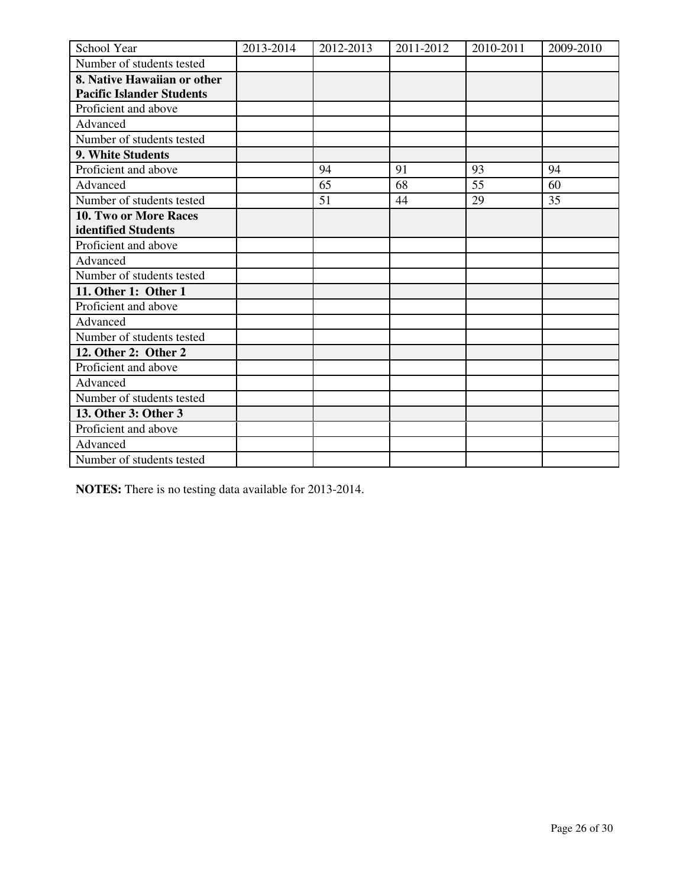| School Year | 2013-2014 | 2012-2013 | 2011-2012 | 2010-2011 | 2009-2010 |
| --- | --- | --- | --- | --- | --- |
| Number of students tested | | | | | |
| **8. Native Hawaiian or other Pacific Islander Students** | | | | | |
| Proficient and above | | | | | |
| Advanced | | | | | |
| Number of students tested | | | | | |
| **9. White Students** | | | | | |
| Proficient and above | | 94 | 91 | 93 | 94 |
| Advanced | | 65 | 68 | 55 | 60 |
| Number of students tested | | 51 | 44 | 29 | 35 |
| **10. Two or More Races identified Students** | | | | | |
| Proficient and above | | | | | |
| Advanced | | | | | |
| Number of students tested | | | | | |
| **11. Other 1: Other 1** | | | | | |
| Proficient and above | | | | | |
| Advanced | | | | | |
| Number of students tested | | | | | |
| **12. Other 2: Other 2** | | | | | |
| Proficient and above | | | | | |
| Advanced | | | | | |
| Number of students tested | | | | | |
| **13. Other 3: Other 3** | | | | | |
| Proficient and above | | | | | |
| Advanced | | | | | |
| Number of students tested | | | | | |

**NOTES:** There is no testing data available for 2013-2014.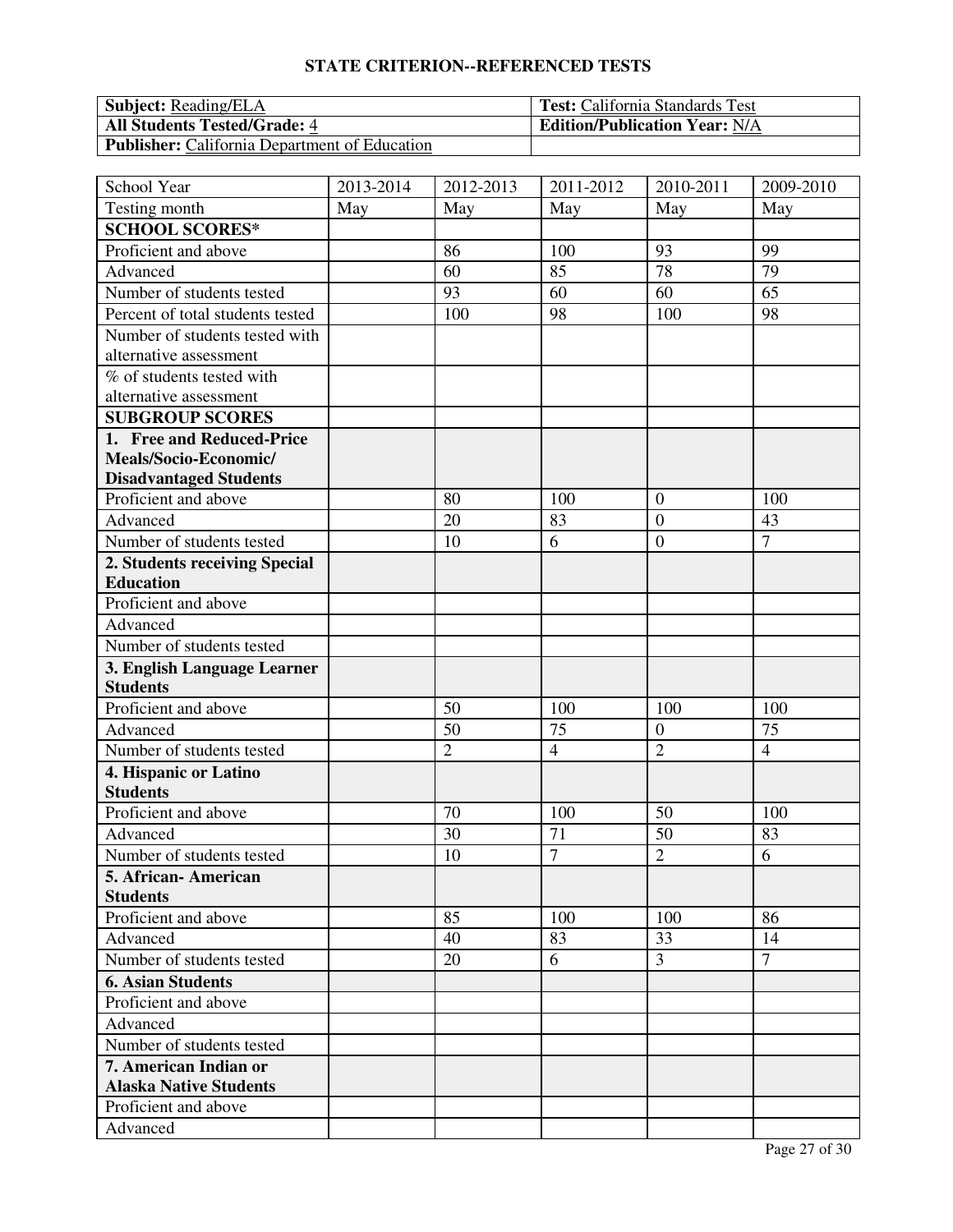## STATE CRITERION--REFERENCED TESTS

| **Subject:** Reading/ELA | **Test:** California Standards Test |
|---|---|
| **All Students Tested/Grade:** 4 | **Edition/Publication Year:** N/A |
| **Publisher:** California Department of Education | |

| School Year | 2013-2014 | 2012-2013 | 2011-2012 | 2010-2011 | 2009-2010 |
|---|---|---|---|---|---|
| Testing month | May | May | May | May | May |
| **SCHOOL SCORES*** | | | | | |
| Proficient and above | | 86 | 100 | 93 | 99 |
| Advanced | | 60 | 85 | 78 | 79 |
| Number of students tested | | 93 | 60 | 60 | 65 |
| Percent of total students tested | | 100 | 98 | 100 | 98 |
| Number of students tested with alternative assessment | | | | | |
| % of students tested with alternative assessment | | | | | |
| **SUBGROUP SCORES** | | | | | |
| **1. Free and Reduced-Price Meals/Socio-Economic/ Disadvantaged Students** | | | | | |
| Proficient and above | | 80 | 100 | 0 | 100 |
| Advanced | | 20 | 83 | 0 | 43 |
| Number of students tested | | 10 | 6 | 0 | 7 |
| **2. Students receiving Special Education** | | | | | |
| Proficient and above | | | | | |
| Advanced | | | | | |
| Number of students tested | | | | | |
| **3. English Language Learner Students** | | | | | |
| Proficient and above | | 50 | 100 | 100 | 100 |
| Advanced | | 50 | 75 | 0 | 75 |
| Number of students tested | | 2 | 4 | 2 | 4 |
| **4. Hispanic or Latino Students** | | | | | |
| Proficient and above | | 70 | 100 | 50 | 100 |
| Advanced | | 30 | 71 | 50 | 83 |
| Number of students tested | | 10 | 7 | 2 | 6 |
| **5. African- American Students** | | | | | |
| Proficient and above | | 85 | 100 | 100 | 86 |
| Advanced | | 40 | 83 | 33 | 14 |
| Number of students tested | | 20 | 6 | 3 | 7 |
| **6. Asian Students** | | | | | |
| Proficient and above | | | | | |
| Advanced | | | | | |
| Number of students tested | | | | | |
| **7. American Indian or Alaska Native Students** | | | | | |
| Proficient and above | | | | | |
| Advanced | | | | | |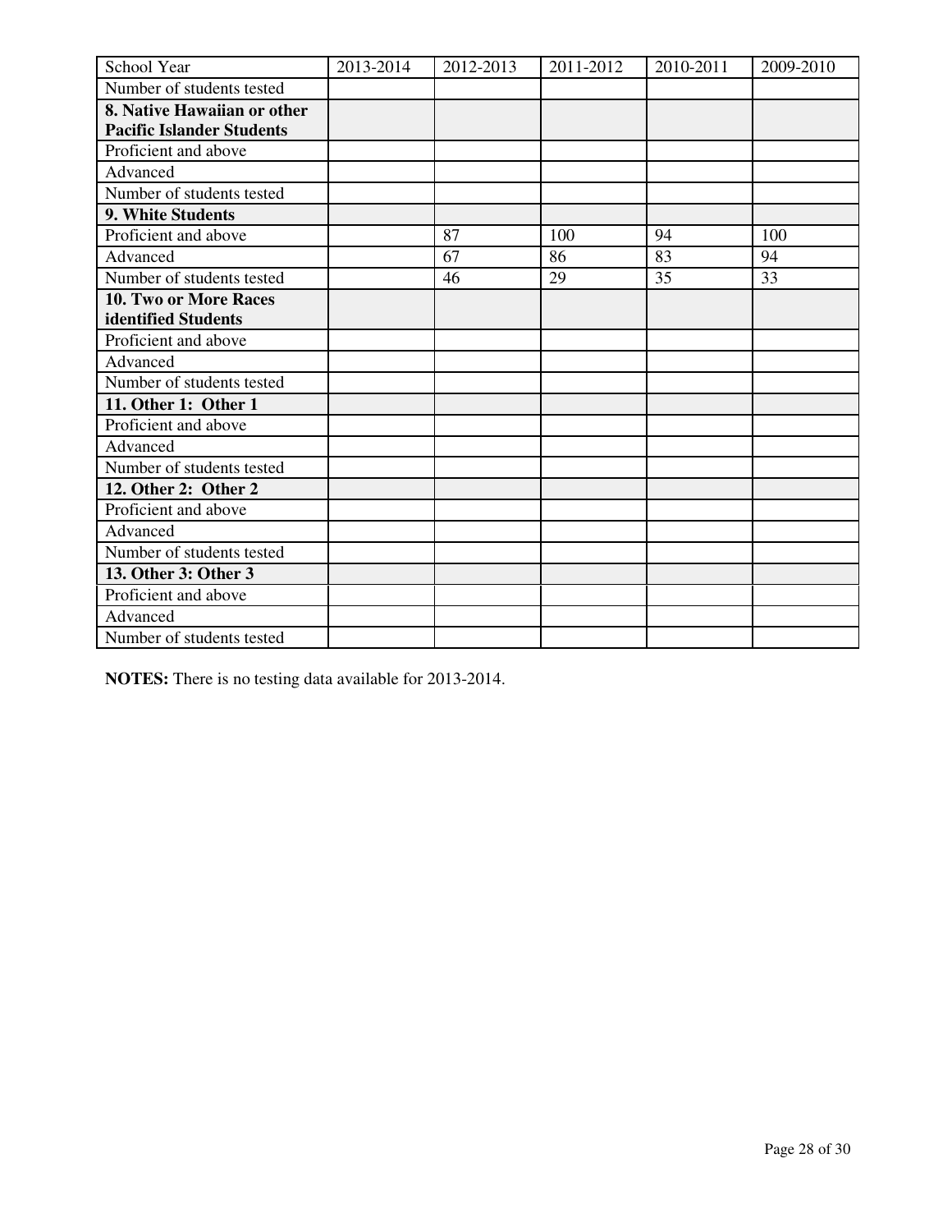| School Year | 2013-2014 | 2012-2013 | 2011-2012 | 2010-2011 | 2009-2010 |
| --- | --- | --- | --- | --- | --- |
| Number of students tested | | | | | |
| **8. Native Hawaiian or other Pacific Islander Students** | | | | | |
| Proficient and above | | | | | |
| Advanced | | | | | |
| Number of students tested | | | | | |
| **9. White Students** | | | | | |
| Proficient and above | | 87 | 100 | 94 | 100 |
| Advanced | | 67 | 86 | 83 | 94 |
| Number of students tested | | 46 | 29 | 35 | 33 |
| **10. Two or More Races identified Students** | | | | | |
| Proficient and above | | | | | |
| Advanced | | | | | |
| Number of students tested | | | | | |
| **11. Other 1: Other 1** | | | | | |
| Proficient and above | | | | | |
| Advanced | | | | | |
| Number of students tested | | | | | |
| **12. Other 2: Other 2** | | | | | |
| Proficient and above | | | | | |
| Advanced | | | | | |
| Number of students tested | | | | | |
| **13. Other 3: Other 3** | | | | | |
| Proficient and above | | | | | |
| Advanced | | | | | |
| Number of students tested | | | | | |

**NOTES:** There is no testing data available for 2013-2014.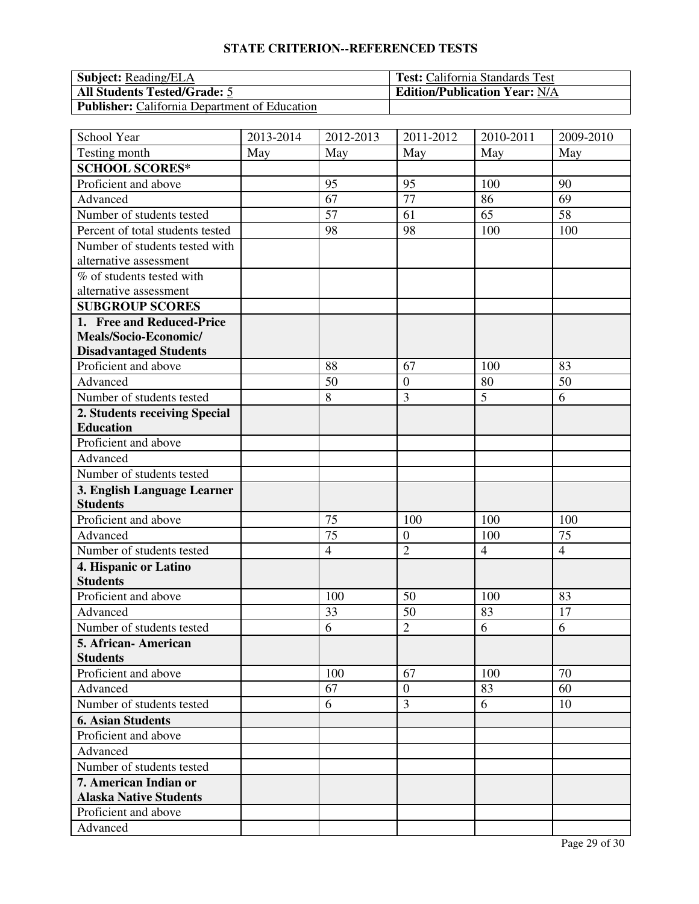## STATE CRITERION--REFERENCED TESTS

| **Subject:** Reading/ELA | **Test:** California Standards Test |
|---|---|
| **All Students Tested/Grade:** 5 | **Edition/Publication Year:** N/A |
| **Publisher:** California Department of Education | |

| School Year | 2013-2014 | 2012-2013 | 2011-2012 | 2010-2011 | 2009-2010 |
|---|---|---|---|---|---|
| Testing month | May | May | May | May | May |
| **SCHOOL SCORES*** | | | | | |
| Proficient and above | | 95 | 95 | 100 | 90 |
| Advanced | | 67 | 77 | 86 | 69 |
| Number of students tested | | 57 | 61 | 65 | 58 |
| Percent of total students tested | | 98 | 98 | 100 | 100 |
| Number of students tested with alternative assessment | | | | | |
| % of students tested with alternative assessment | | | | | |
| **SUBGROUP SCORES** | | | | | |
| **1. Free and Reduced-Price Meals/Socio-Economic/ Disadvantaged Students** | | | | | |
| Proficient and above | | 88 | 67 | 100 | 83 |
| Advanced | | 50 | 0 | 80 | 50 |
| Number of students tested | | 8 | 3 | 5 | 6 |
| **2. Students receiving Special Education** | | | | | |
| Proficient and above | | | | | |
| Advanced | | | | | |
| Number of students tested | | | | | |
| **3. English Language Learner Students** | | | | | |
| Proficient and above | | 75 | 100 | 100 | 100 |
| Advanced | | 75 | 0 | 100 | 75 |
| Number of students tested | | 4 | 2 | 4 | 4 |
| **4. Hispanic or Latino Students** | | | | | |
| Proficient and above | | 100 | 50 | 100 | 83 |
| Advanced | | 33 | 50 | 83 | 17 |
| Number of students tested | | 6 | 2 | 6 | 6 |
| **5. African- American Students** | | | | | |
| Proficient and above | | 100 | 67 | 100 | 70 |
| Advanced | | 67 | 0 | 83 | 60 |
| Number of students tested | | 6 | 3 | 6 | 10 |
| **6. Asian Students** | | | | | |
| Proficient and above | | | | | |
| Advanced | | | | | |
| Number of students tested | | | | | |
| **7. American Indian or Alaska Native Students** | | | | | |
| Proficient and above | | | | | |
| Advanced | | | | | |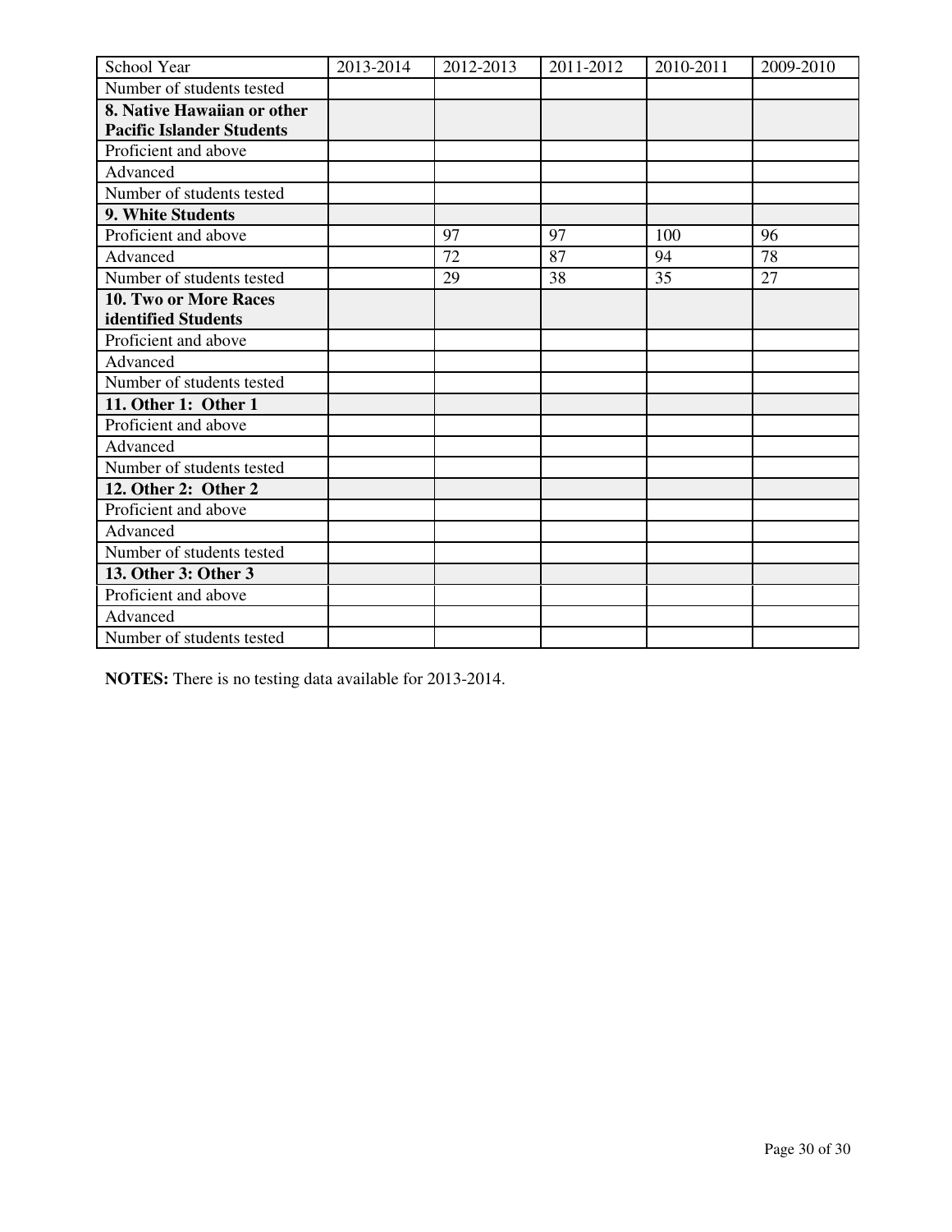| School Year | 2013-2014 | 2012-2013 | 2011-2012 | 2010-2011 | 2009-2010 |
| --- | --- | --- | --- | --- | --- |
| Number of students tested | | | | | |
| **8. Native Hawaiian or other Pacific Islander Students** | | | | | |
| Proficient and above | | | | | |
| Advanced | | | | | |
| Number of students tested | | | | | |
| **9. White Students** | | | | | |
| Proficient and above | | 97 | 97 | 100 | 96 |
| Advanced | | 72 | 87 | 94 | 78 |
| Number of students tested | | 29 | 38 | 35 | 27 |
| **10. Two or More Races identified Students** | | | | | |
| Proficient and above | | | | | |
| Advanced | | | | | |
| Number of students tested | | | | | |
| **11. Other 1: Other 1** | | | | | |
| Proficient and above | | | | | |
| Advanced | | | | | |
| Number of students tested | | | | | |
| **12. Other 2: Other 2** | | | | | |
| Proficient and above | | | | | |
| Advanced | | | | | |
| Number of students tested | | | | | |
| **13. Other 3: Other 3** | | | | | |
| Proficient and above | | | | | |
| Advanced | | | | | |
| Number of students tested | | | | | |

**NOTES:** There is no testing data available for 2013-2014.